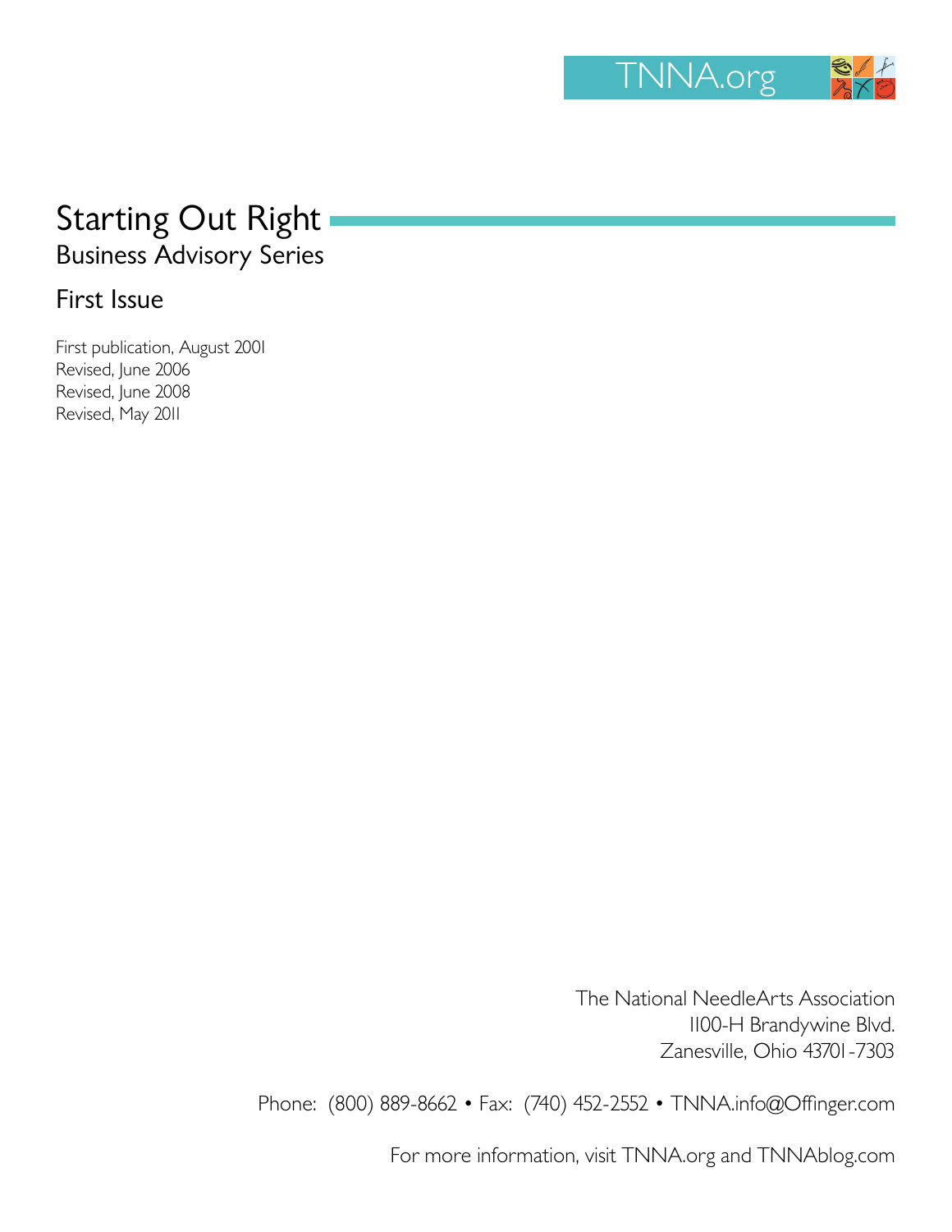TNNA.org

# Starting Out Right

## Business Advisory Series

### First Issue

First publication, August 2001
Revised, June 2006
Revised, June 2008
Revised, May 2011

The National NeedleArts Association
1100-H Brandywine Blvd.
Zanesville, Ohio 43701-7303

Phone: (800) 889-8662 • Fax: (740) 452-2552 • TNNA.info@Offinger.com

For more information, visit TNNA.org and TNNAblog.com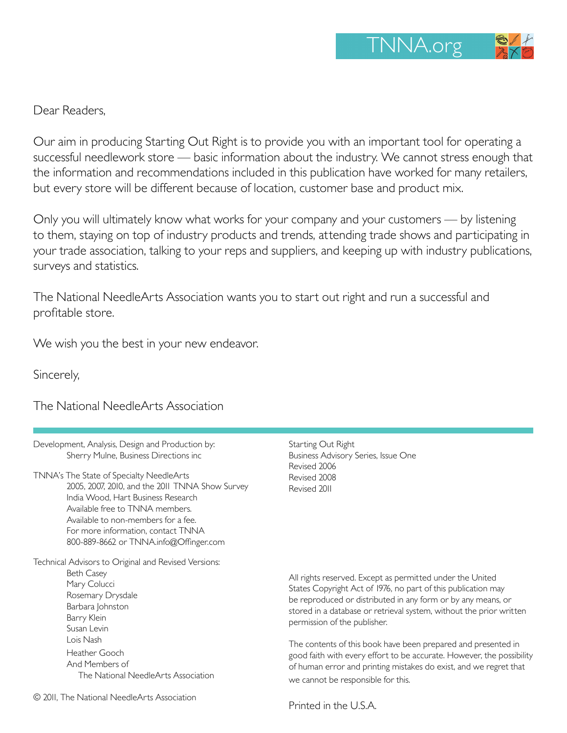Dear Readers,

Our aim in producing Starting Out Right is to provide you with an important tool for operating a successful needlework store — basic information about the industry. We cannot stress enough that the information and recommendations included in this publication have worked for many retailers, but every store will be different because of location, customer base and product mix.

Only you will ultimately know what works for your company and your customers — by listening to them, staying on top of industry products and trends, attending trade shows and participating in your trade association, talking to your reps and suppliers, and keeping up with industry publications, surveys and statistics.

The National NeedleArts Association wants you to start out right and run a successful and profitable store.

We wish you the best in your new endeavor.

Sincerely,

The National NeedleArts Association

---

Development, Analysis, Design and Production by:
Sherry Mulne, Business Directions inc

TNNA's The State of Specialty NeedleArts
2005, 2007, 2010, and the 2011 TNNA Show Survey
India Wood, Hart Business Research
Available free to TNNA members.
Available to non-members for a fee.
For more information, contact TNNA
800-889-8662 or TNNA.info@Offinger.com

Technical Advisors to Original and Revised Versions:
Beth Casey
Mary Colucci
Rosemary Drysdale
Barbara Johnston
Barry Klein
Susan Levin
Lois Nash
Heather Gooch
And Members of
The National NeedleArts Association

© 2011, The National NeedleArts Association

Starting Out Right
Business Advisory Series, Issue One
Revised 2006
Revised 2008
Revised 2011

All rights reserved. Except as permitted under the United States Copyright Act of 1976, no part of this publication may be reproduced or distributed in any form or by any means, or stored in a database or retrieval system, without the prior written permission of the publisher.

The contents of this book have been prepared and presented in good faith with every effort to be accurate. However, the possibility of human error and printing mistakes do exist, and we regret that we cannot be responsible for this.

Printed in the U.S.A.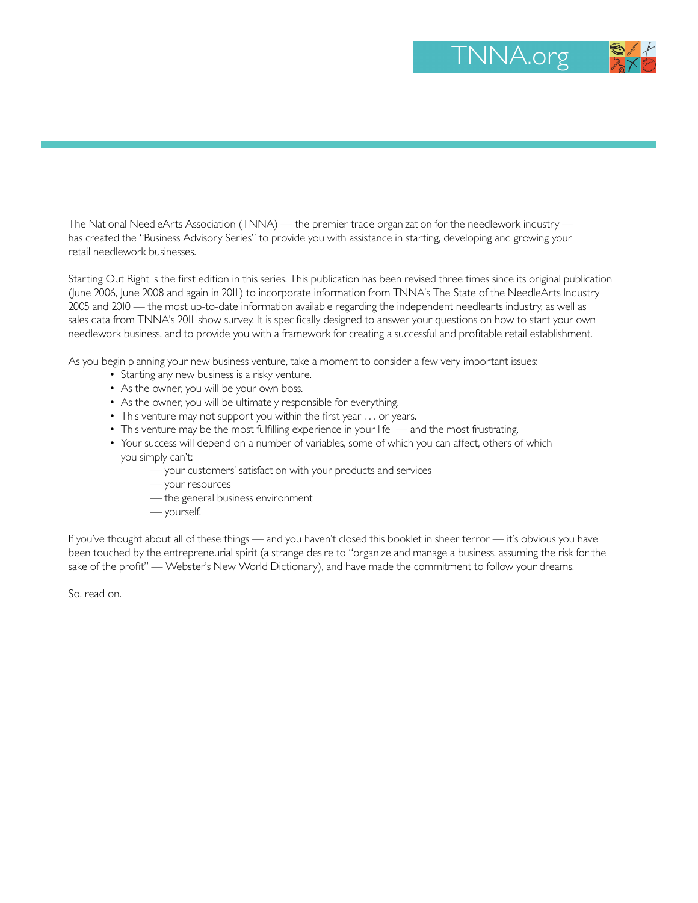The National NeedleArts Association (TNNA) — the premier trade organization for the needlework industry — has created the "Business Advisory Series" to provide you with assistance in starting, developing and growing your retail needlework businesses.

Starting Out Right is the first edition in this series. This publication has been revised three times since its original publication (June 2006, June 2008 and again in 2011) to incorporate information from TNNA's The State of the NeedleArts Industry 2005 and 2010 — the most up-to-date information available regarding the independent needlearts industry, as well as sales data from TNNA's 2011 show survey. It is specifically designed to answer your questions on how to start your own needlework business, and to provide you with a framework for creating a successful and profitable retail establishment.

As you begin planning your new business venture, take a moment to consider a few very important issues:

- Starting any new business is a risky venture.
- As the owner, you will be your own boss.
- As the owner, you will be ultimately responsible for everything.
- This venture may not support you within the first year . . . or years.
- This venture may be the most fulfilling experience in your life — and the most frustrating.
- Your success will depend on a number of variables, some of which you can affect, others of which you simply can't:
  - — your customers' satisfaction with your products and services
  - — your resources
  - — the general business environment
  - — yourself!

If you've thought about all of these things — and you haven't closed this booklet in sheer terror — it's obvious you have been touched by the entrepreneurial spirit (a strange desire to "organize and manage a business, assuming the risk for the sake of the profit" — Webster's New World Dictionary), and have made the commitment to follow your dreams.

So, read on.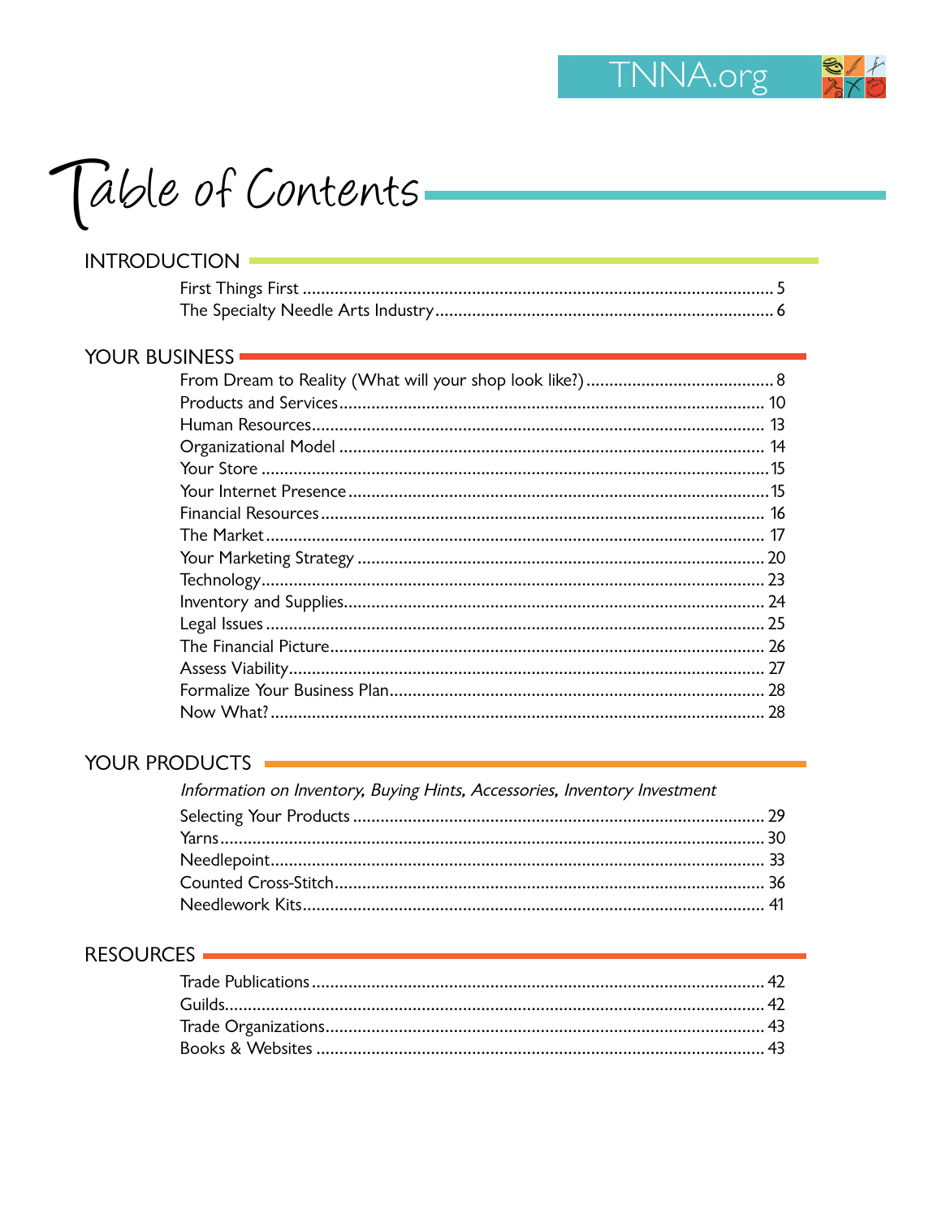# Table of Contents

## INTRODUCTION

- First Things First ..... 5
- The Specialty Needle Arts Industry ..... 6

## YOUR BUSINESS

- From Dream to Reality (What will your shop look like?) ..... 8
- Products and Services ..... 10
- Human Resources ..... 13
- Organizational Model ..... 14
- Your Store ..... 15
- Your Internet Presence ..... 15
- Financial Resources ..... 16
- The Market ..... 17
- Your Marketing Strategy ..... 20
- Technology ..... 23
- Inventory and Supplies ..... 24
- Legal Issues ..... 25
- The Financial Picture ..... 26
- Assess Viability ..... 27
- Formalize Your Business Plan ..... 28
- Now What? ..... 28

## YOUR PRODUCTS

*Information on Inventory, Buying Hints, Accessories, Inventory Investment*

- Selecting Your Products ..... 29
- Yarns ..... 30
- Needlepoint ..... 33
- Counted Cross-Stitch ..... 36
- Needlework Kits ..... 41

## RESOURCES

- Trade Publications ..... 42
- Guilds ..... 42
- Trade Organizations ..... 43
- Books & Websites ..... 43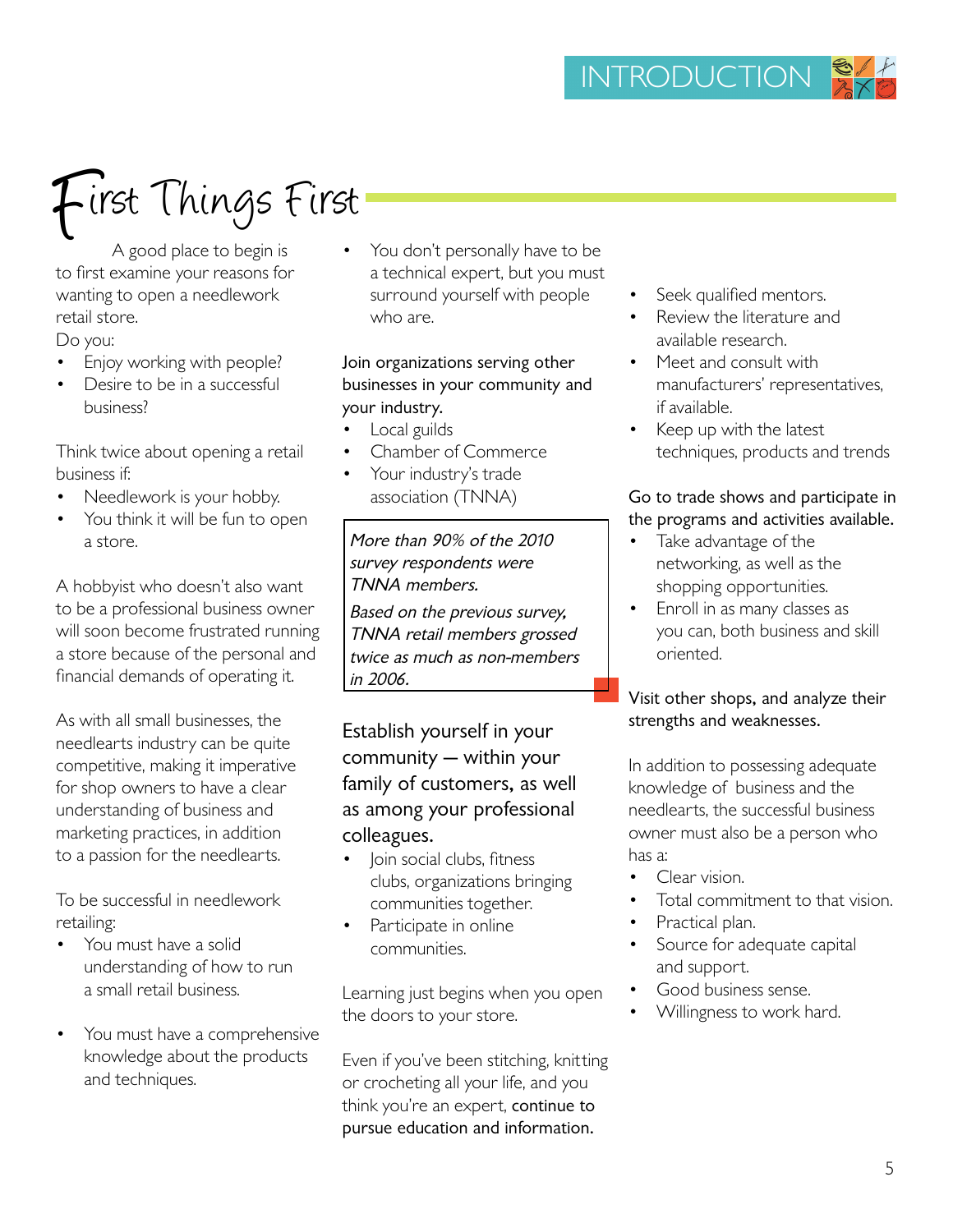# First Things First

A good place to begin is to first examine your reasons for wanting to open a needlework retail store.

Do you:

- Enjoy working with people?
- Desire to be in a successful business?

Think twice about opening a retail business if:

- Needlework is your hobby.
- You think it will be fun to open a store.

A hobbyist who doesn't also want to be a professional business owner will soon become frustrated running a store because of the personal and financial demands of operating it.

As with all small businesses, the needlearts industry can be quite competitive, making it imperative for shop owners to have a clear understanding of business and marketing practices, in addition to a passion for the needlearts.

To be successful in needlework retailing:

- You must have a solid understanding of how to run a small retail business.
- You must have a comprehensive knowledge about the products and techniques.
- You don't personally have to be a technical expert, but you must surround yourself with people who are.

Join organizations serving other businesses in your community and your industry.

- Local guilds
- Chamber of Commerce
- Your industry's trade association (TNNA)

> *More than 90% of the 2010 survey respondents were TNNA members.*
>
> *Based on the previous survey, TNNA retail members grossed twice as much as non-members in 2006.*

Establish yourself in your community — within your family of customers, as well as among your professional colleagues.

- Join social clubs, fitness clubs, organizations bringing communities together.
- Participate in online communities.

Learning just begins when you open the doors to your store.

Even if you've been stitching, knitting or crocheting all your life, and you think you're an expert, continue to pursue education and information.

- Seek qualified mentors.
- Review the literature and available research.
- Meet and consult with manufacturers' representatives, if available.
- Keep up with the latest techniques, products and trends

Go to trade shows and participate in the programs and activities available.

- Take advantage of the networking, as well as the shopping opportunities.
- Enroll in as many classes as you can, both business and skill oriented.

Visit other shops, and analyze their strengths and weaknesses.

In addition to possessing adequate knowledge of business and the needlearts, the successful business owner must also be a person who has a:

- Clear vision.
- Total commitment to that vision.
- Practical plan.
- Source for adequate capital and support.
- Good business sense.
- Willingness to work hard.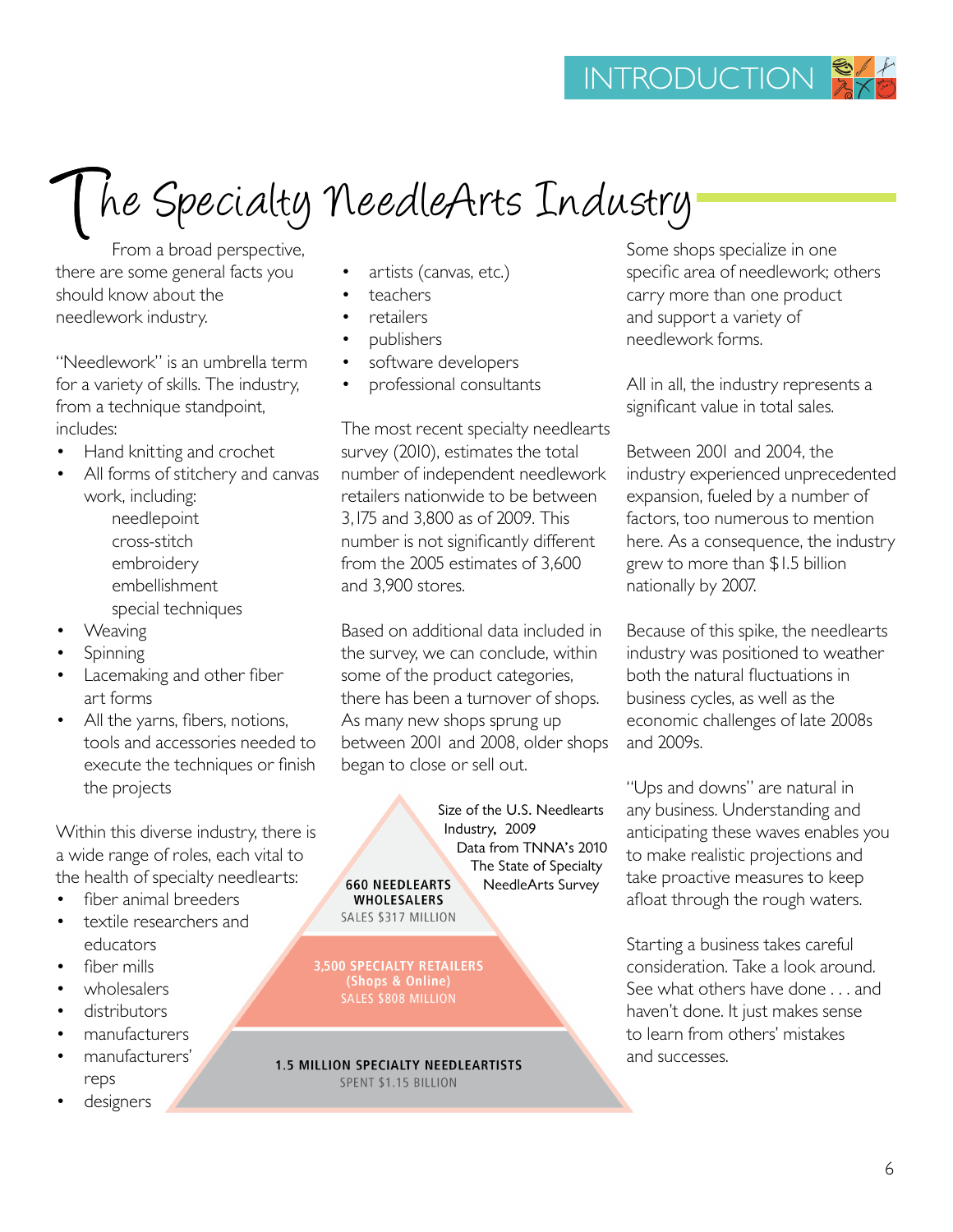# The Specialty NeedleArts Industry

From a broad perspective, there are some general facts you should know about the needlework industry.

"Needlework" is an umbrella term for a variety of skills. The industry, from a technique standpoint, includes:

- Hand knitting and crochet
- All forms of stitchery and canvas work, including:
  - needlepoint
  - cross-stitch
  - embroidery
  - embellishment
  - special techniques
- Weaving
- Spinning
- Lacemaking and other fiber art forms
- All the yarns, fibers, notions, tools and accessories needed to execute the techniques or finish the projects

Within this diverse industry, there is a wide range of roles, each vital to the health of specialty needlearts:

- fiber animal breeders
- textile researchers and educators
- fiber mills
- wholesalers
- distributors
- manufacturers
- manufacturers' reps
- designers
- artists (canvas, etc.)
- teachers
- retailers
- publishers
- software developers
- professional consultants

The most recent specialty needlearts survey (2010), estimates the total number of independent needlework retailers nationwide to be between 3,175 and 3,800 as of 2009. This number is not significantly different from the 2005 estimates of 3,600 and 3,900 stores.

Based on additional data included in the survey, we can conclude, within some of the product categories, there has been a turnover of shops. As many new shops sprung up between 2001 and 2008, older shops began to close or sell out.

Size of the U.S. Needlearts Industry, 2009
Data from TNNA's 2010 The State of Specialty NeedleArts Survey

- **660 NEEDLEARTS WHOLESALERS** — SALES $317 MILLION
- **3,500 SPECIALTY RETAILERS (Shops & Online)** — SALES $808 MILLION
- **1.5 MILLION SPECIALTY NEEDLEARTISTS** — SPENT $1.15 BILLION

Some shops specialize in one specific area of needlework; others carry more than one product and support a variety of needlework forms.

All in all, the industry represents a significant value in total sales.

Between 2001 and 2004, the industry experienced unprecedented expansion, fueled by a number of factors, too numerous to mention here. As a consequence, the industry grew to more than $1.5 billion nationally by 2007.

Because of this spike, the needlearts industry was positioned to weather both the natural fluctuations in business cycles, as well as the economic challenges of late 2008s and 2009s.

"Ups and downs" are natural in any business. Understanding and anticipating these waves enables you to make realistic projections and take proactive measures to keep afloat through the rough waters.

Starting a business takes careful consideration. Take a look around. See what others have done . . . and haven't done. It just makes sense to learn from others' mistakes and successes.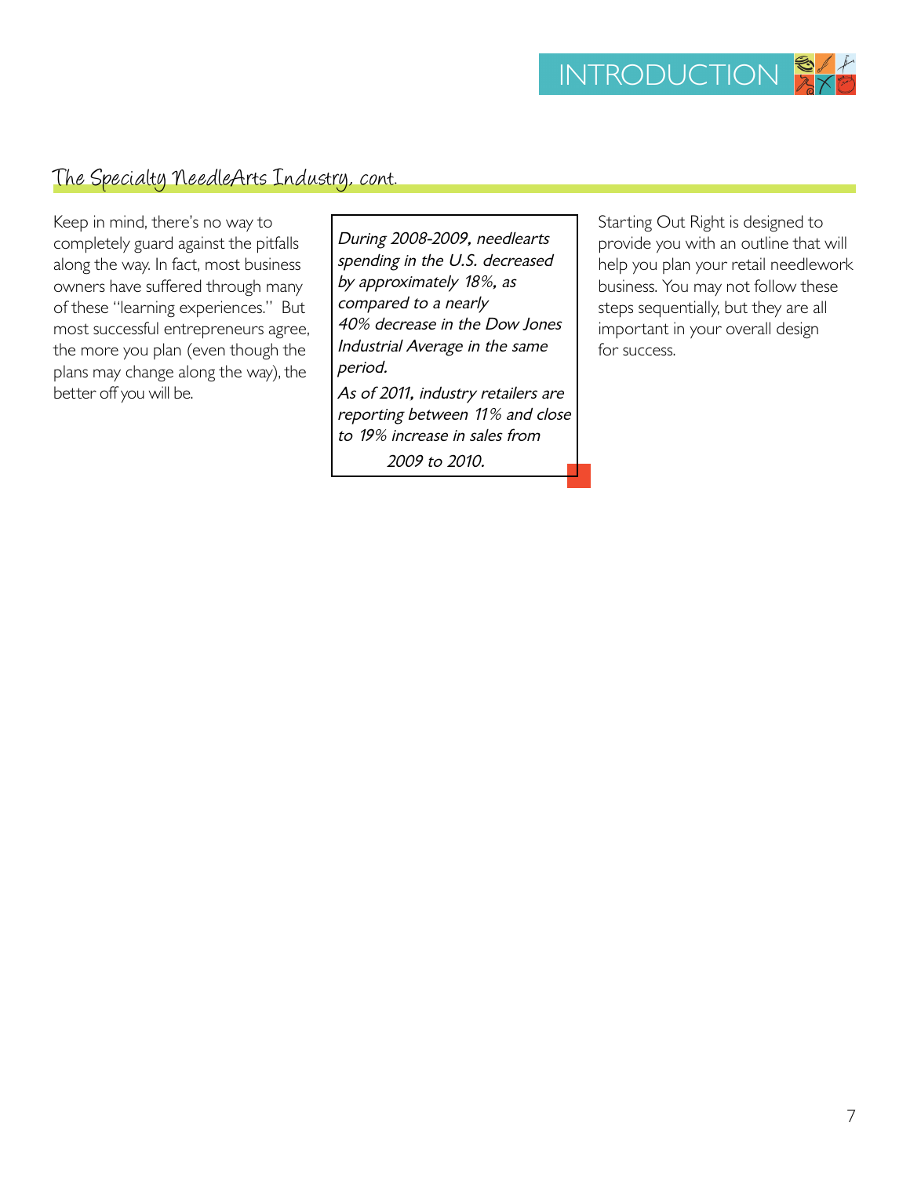## The Specialty NeedleArts Industry, cont.

Keep in mind, there's no way to completely guard against the pitfalls along the way. In fact, most business owners have suffered through many of these "learning experiences." But most successful entrepreneurs agree, the more you plan (even though the plans may change along the way), the better off you will be.

*During 2008-2009, needlearts spending in the U.S. decreased by approximately 18%, as compared to a nearly 40% decrease in the Dow Jones Industrial Average in the same period.*

*As of 2011, industry retailers are reporting between 11% and close to 19% increase in sales from 2009 to 2010.*

Starting Out Right is designed to provide you with an outline that will help you plan your retail needlework business. You may not follow these steps sequentially, but they are all important in your overall design for success.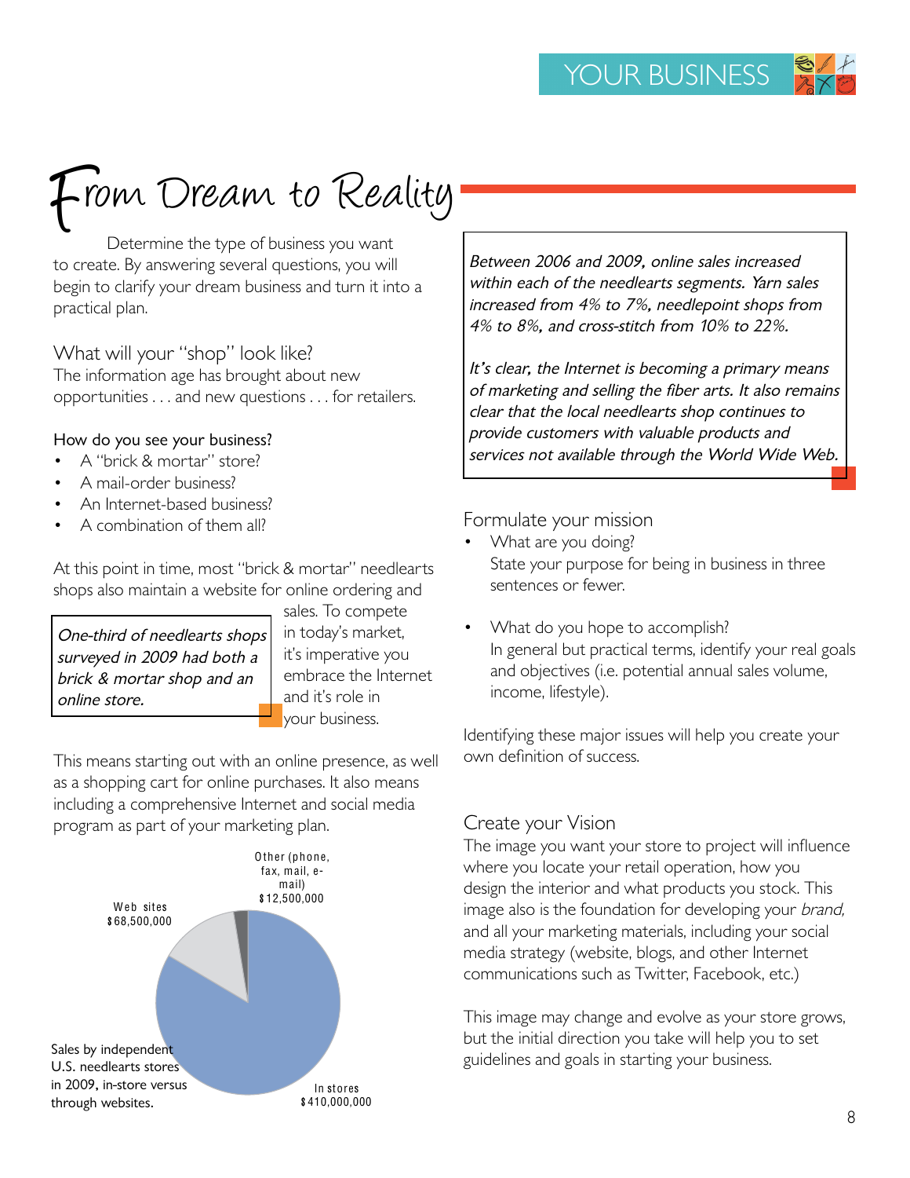# From Dream to Reality

Determine the type of business you want to create. By answering several questions, you will begin to clarify your dream business and turn it into a practical plan.

## What will your "shop" look like?

The information age has brought about new opportunities . . . and new questions . . . for retailers.

### How do you see your business?

- A "brick & mortar" store?
- A mail-order business?
- An Internet-based business?
- A combination of them all?

At this point in time, most "brick & mortar" needlearts shops also maintain a website for online ordering and sales. To compete in today's market, it's imperative you embrace the Internet and it's role in your business.

> *One-third of needlearts shops surveyed in 2009 had both a brick & mortar shop and an online store.*

This means starting out with an online presence, as well as a shopping cart for online purchases. It also means including a comprehensive Internet and social media program as part of your marketing plan.

| Category | Sales |
| --- | --- |
| In stores | $410,000,000 |
| Web sites | $68,500,000 |
| Other (phone, fax, mail, e-mail) | $12,500,000 |

Sales by independent U.S. needlearts stores in 2009, in-store versus through websites.

> *Between 2006 and 2009, online sales increased within each of the needlearts segments. Yarn sales increased from 4% to 7%, needlepoint shops from 4% to 8%, and cross-stitch from 10% to 22%.*
>
> *It's clear, the Internet is becoming a primary means of marketing and selling the fiber arts. It also remains clear that the local needlearts shop continues to provide customers with valuable products and services not available through the World Wide Web.*

## Formulate your mission

- What are you doing?
  State your purpose for being in business in three sentences or fewer.
- What do you hope to accomplish?
  In general but practical terms, identify your real goals and objectives (i.e. potential annual sales volume, income, lifestyle).

Identifying these major issues will help you create your own definition of success.

## Create your Vision

The image you want your store to project will influence where you locate your retail operation, how you design the interior and what products you stock. This image also is the foundation for developing your *brand,* and all your marketing materials, including your social media strategy (website, blogs, and other Internet communications such as Twitter, Facebook, etc.)

This image may change and evolve as your store grows, but the initial direction you take will help you to set guidelines and goals in starting your business.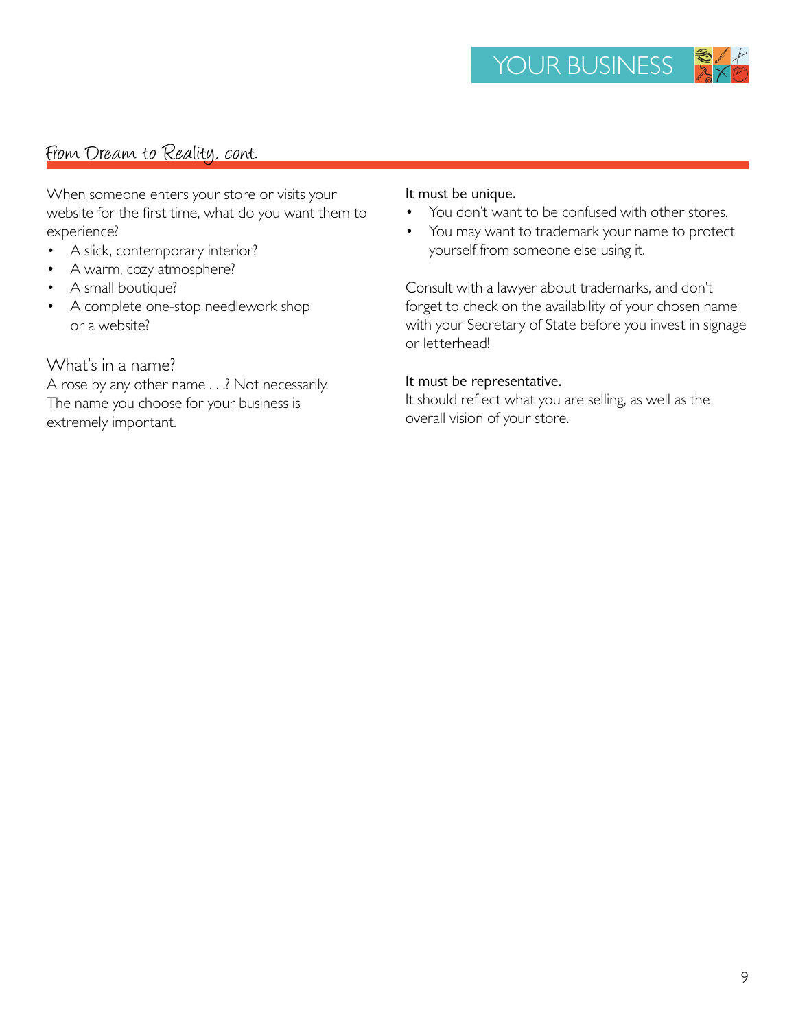## From Dream to Reality, cont.

When someone enters your store or visits your website for the first time, what do you want them to experience?

- A slick, contemporary interior?
- A warm, cozy atmosphere?
- A small boutique?
- A complete one-stop needlework shop or a website?

### What's in a name?

A rose by any other name . . .? Not necessarily. The name you choose for your business is extremely important.

It must be unique.

- You don't want to be confused with other stores.
- You may want to trademark your name to protect yourself from someone else using it.

Consult with a lawyer about trademarks, and don't forget to check on the availability of your chosen name with your Secretary of State before you invest in signage or letterhead!

It must be representative.

It should reflect what you are selling, as well as the overall vision of your store.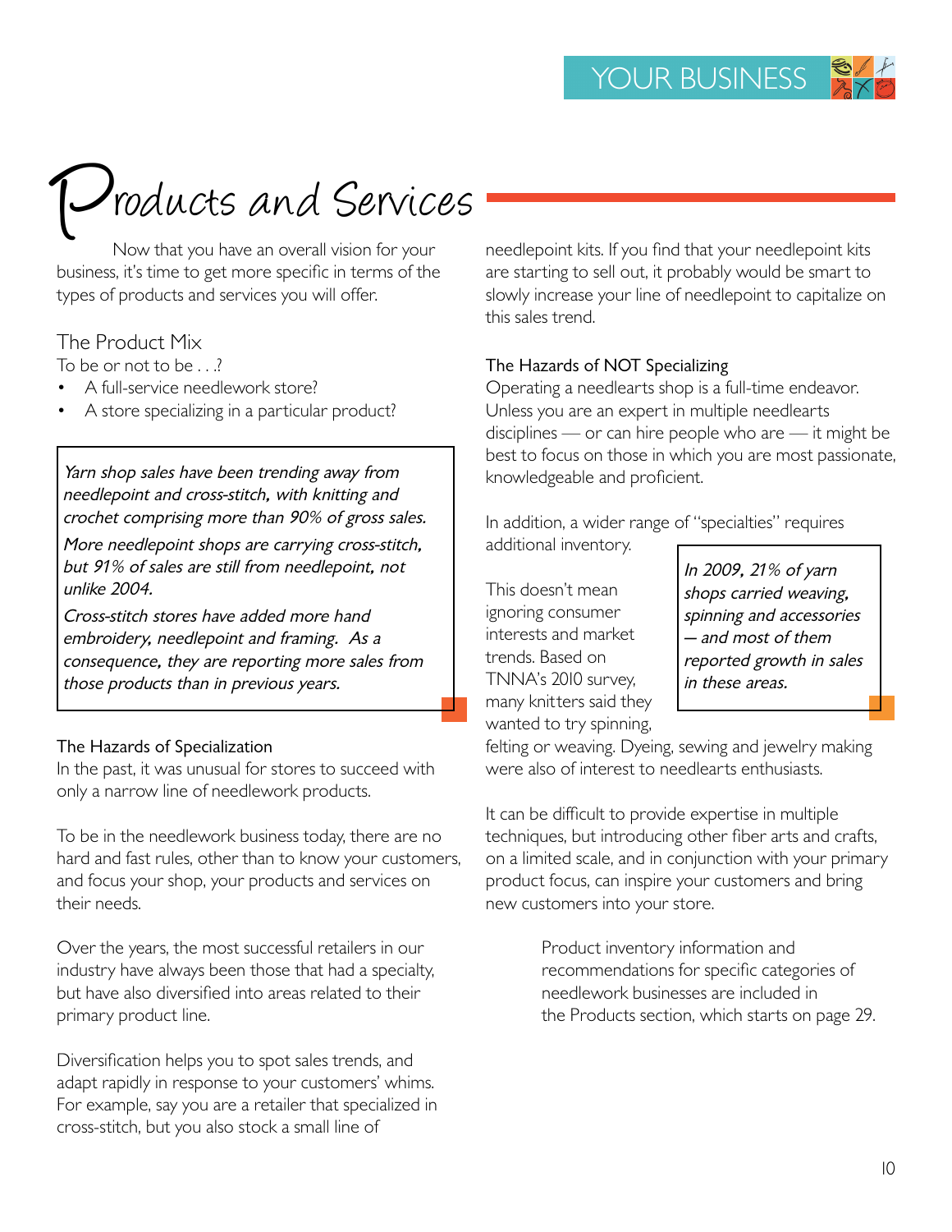# Products and Services

Now that you have an overall vision for your business, it's time to get more specific in terms of the types of products and services you will offer.

## The Product Mix

To be or not to be . . .?

- A full-service needlework store?
- A store specializing in a particular product?

> *Yarn shop sales have been trending away from needlepoint and cross-stitch, with knitting and crochet comprising more than 90% of gross sales.*
>
> *More needlepoint shops are carrying cross-stitch, but 91% of sales are still from needlepoint, not unlike 2004.*
>
> *Cross-stitch stores have added more hand embroidery, needlepoint and framing. As a consequence, they are reporting more sales from those products than in previous years.*

### The Hazards of Specialization

In the past, it was unusual for stores to succeed with only a narrow line of needlework products.

To be in the needlework business today, there are no hard and fast rules, other than to know your customers, and focus your shop, your products and services on their needs.

Over the years, the most successful retailers in our industry have always been those that had a specialty, but have also diversified into areas related to their primary product line.

Diversification helps you to spot sales trends, and adapt rapidly in response to your customers' whims. For example, say you are a retailer that specialized in cross-stitch, but you also stock a small line of needlepoint kits. If you find that your needlepoint kits are starting to sell out, it probably would be smart to slowly increase your line of needlepoint to capitalize on this sales trend.

### The Hazards of NOT Specializing

Operating a needlearts shop is a full-time endeavor. Unless you are an expert in multiple needlearts disciplines — or can hire people who are — it might be best to focus on those in which you are most passionate, knowledgeable and proficient.

In addition, a wider range of "specialties" requires additional inventory.

> *In 2009, 21% of yarn shops carried weaving, spinning and accessories — and most of them reported growth in sales in these areas.*

This doesn't mean ignoring consumer interests and market trends. Based on TNNA's 2010 survey, many knitters said they wanted to try spinning, felting or weaving. Dyeing, sewing and jewelry making were also of interest to needlearts enthusiasts.

It can be difficult to provide expertise in multiple techniques, but introducing other fiber arts and crafts, on a limited scale, and in conjunction with your primary product focus, can inspire your customers and bring new customers into your store.

Product inventory information and recommendations for specific categories of needlework businesses are included in the Products section, which starts on page 29.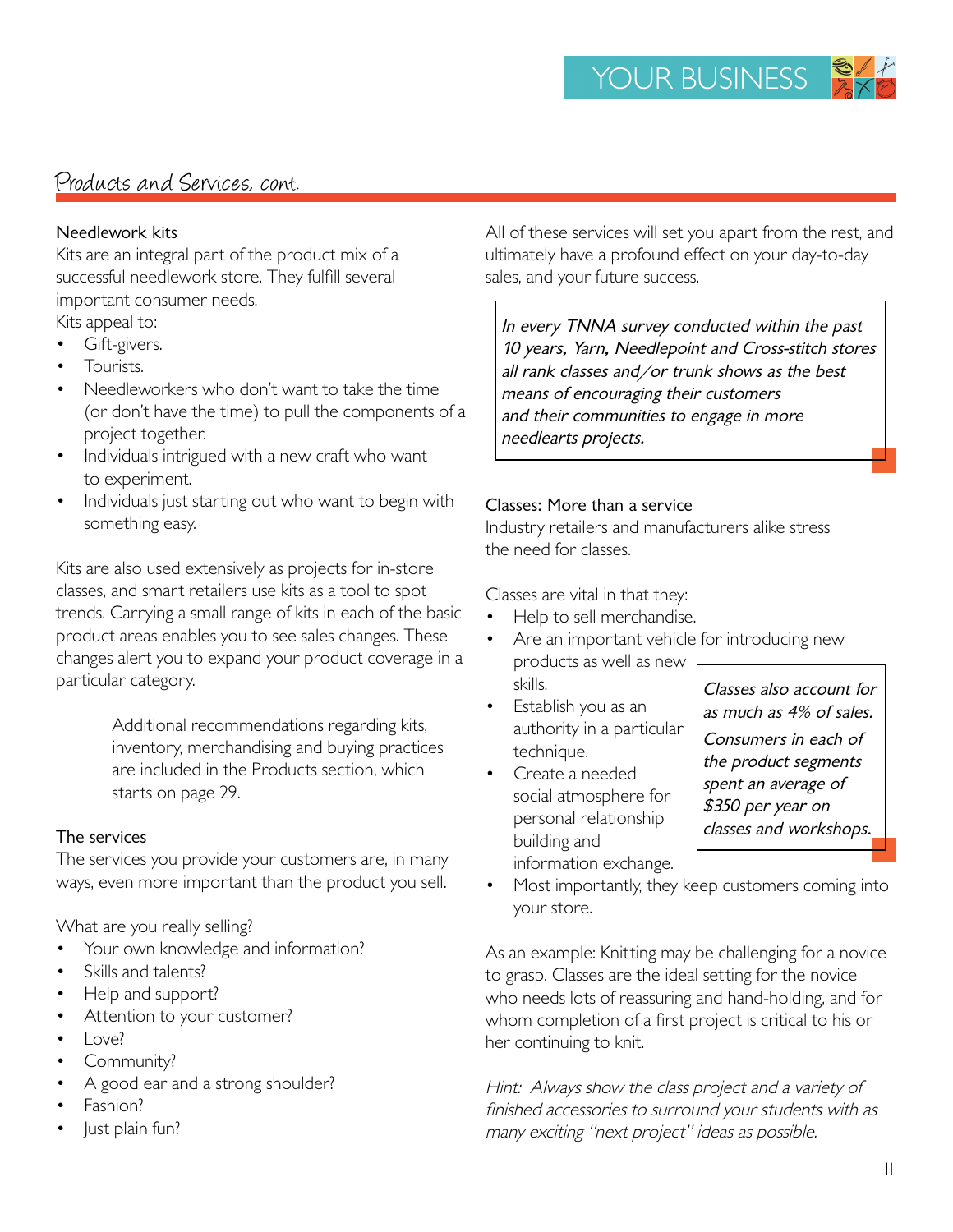## Products and Services, cont.

### Needlework kits

Kits are an integral part of the product mix of a successful needlework store. They fulfill several important consumer needs.

Kits appeal to:

- Gift-givers.
- Tourists.
- Needleworkers who don't want to take the time (or don't have the time) to pull the components of a project together.
- Individuals intrigued with a new craft who want to experiment.
- Individuals just starting out who want to begin with something easy.

Kits are also used extensively as projects for in-store classes, and smart retailers use kits as a tool to spot trends. Carrying a small range of kits in each of the basic product areas enables you to see sales changes. These changes alert you to expand your product coverage in a particular category.

> Additional recommendations regarding kits, inventory, merchandising and buying practices are included in the Products section, which starts on page 29.

### The services

The services you provide your customers are, in many ways, even more important than the product you sell.

What are you really selling?

- Your own knowledge and information?
- Skills and talents?
- Help and support?
- Attention to your customer?
- Love?
- Community?
- A good ear and a strong shoulder?
- Fashion?
- Just plain fun?

All of these services will set you apart from the rest, and ultimately have a profound effect on your day-to-day sales, and your future success.

> *In every TNNA survey conducted within the past 10 years, Yarn, Needlepoint and Cross-stitch stores all rank classes and/or trunk shows as the best means of encouraging their customers and their communities to engage in more needlearts projects.*

### Classes: More than a service

Industry retailers and manufacturers alike stress the need for classes.

Classes are vital in that they:

- Help to sell merchandise.
- Are an important vehicle for introducing new products as well as new skills.
- Establish you as an authority in a particular technique.
- Create a needed social atmosphere for personal relationship building and information exchange.
- Most importantly, they keep customers coming into your store.

> *Classes also account for as much as 4% of sales. Consumers in each of the product segments spent an average of $350 per year on classes and workshops.*

As an example: Knitting may be challenging for a novice to grasp. Classes are the ideal setting for the novice who needs lots of reassuring and hand-holding, and for whom completion of a first project is critical to his or her continuing to knit.

*Hint: Always show the class project and a variety of finished accessories to surround your students with as many exciting "next project" ideas as possible.*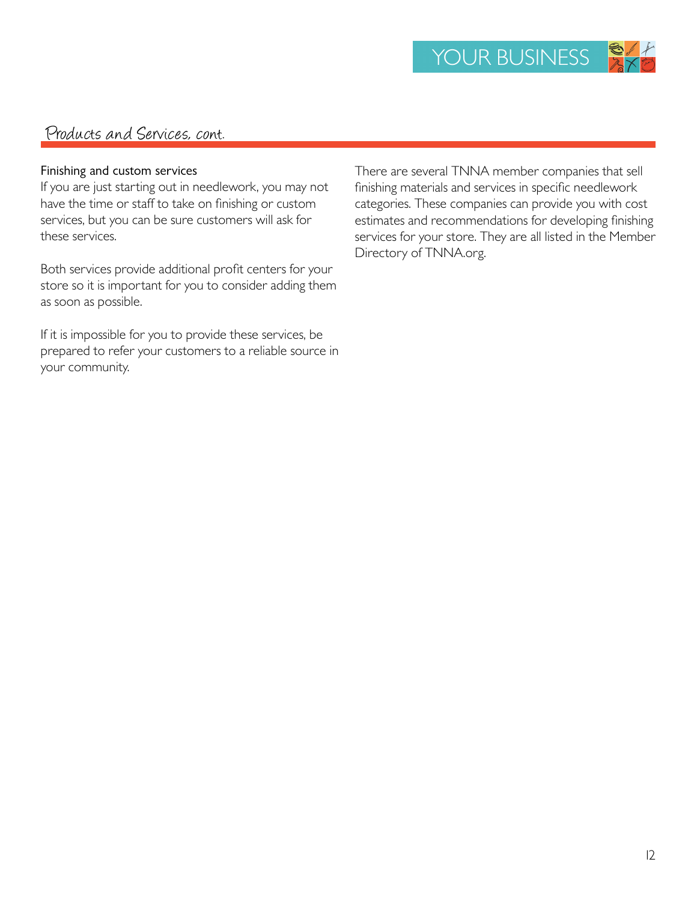## Products and Services, cont.

### Finishing and custom services

If you are just starting out in needlework, you may not have the time or staff to take on finishing or custom services, but you can be sure customers will ask for these services.

Both services provide additional profit centers for your store so it is important for you to consider adding them as soon as possible.

If it is impossible for you to provide these services, be prepared to refer your customers to a reliable source in your community.

There are several TNNA member companies that sell finishing materials and services in specific needlework categories. These companies can provide you with cost estimates and recommendations for developing finishing services for your store. They are all listed in the Member Directory of TNNA.org.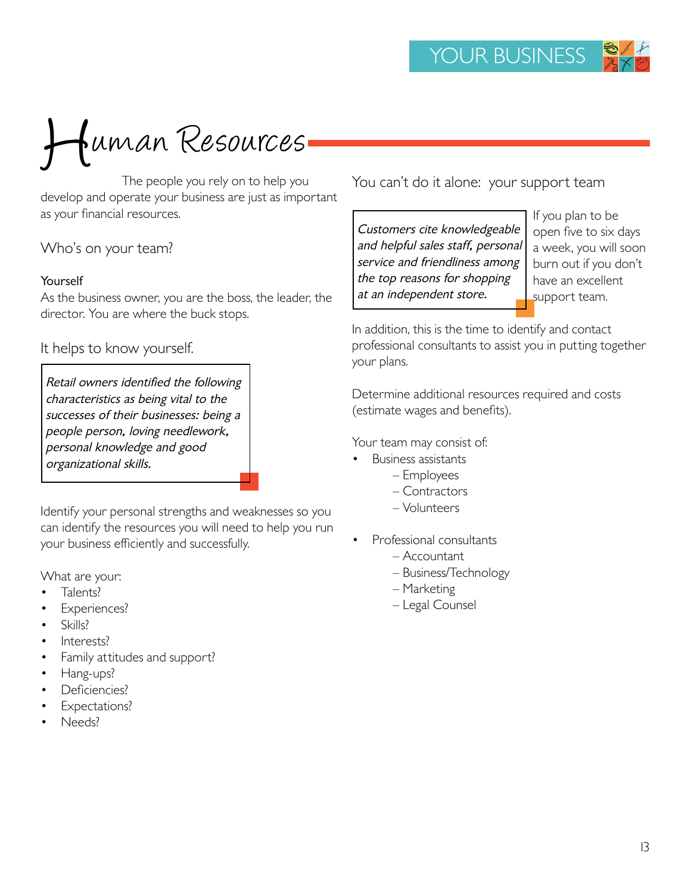# Human Resources

The people you rely on to help you develop and operate your business are just as important as your financial resources.

## Who's on your team?

### Yourself

As the business owner, you are the boss, the leader, the director. You are where the buck stops.

## It helps to know yourself.

> *Retail owners identified the following characteristics as being vital to the successes of their businesses: being a people person, loving needlework, personal knowledge and good organizational skills.*

Identify your personal strengths and weaknesses so you can identify the resources you will need to help you run your business efficiently and successfully.

What are your:

- Talents?
- Experiences?
- Skills?
- Interests?
- Family attitudes and support?
- Hang-ups?
- Deficiencies?
- Expectations?
- Needs?

## You can't do it alone: your support team

> *Customers cite knowledgeable and helpful sales staff, personal service and friendliness among the top reasons for shopping at an independent store.*

If you plan to be open five to six days a week, you will soon burn out if you don't have an excellent support team.

In addition, this is the time to identify and contact professional consultants to assist you in putting together your plans.

Determine additional resources required and costs (estimate wages and benefits).

Your team may consist of:

- Business assistants
  - Employees
  - Contractors
  - Volunteers
- Professional consultants
  - Accountant
  - Business/Technology
  - Marketing
  - Legal Counsel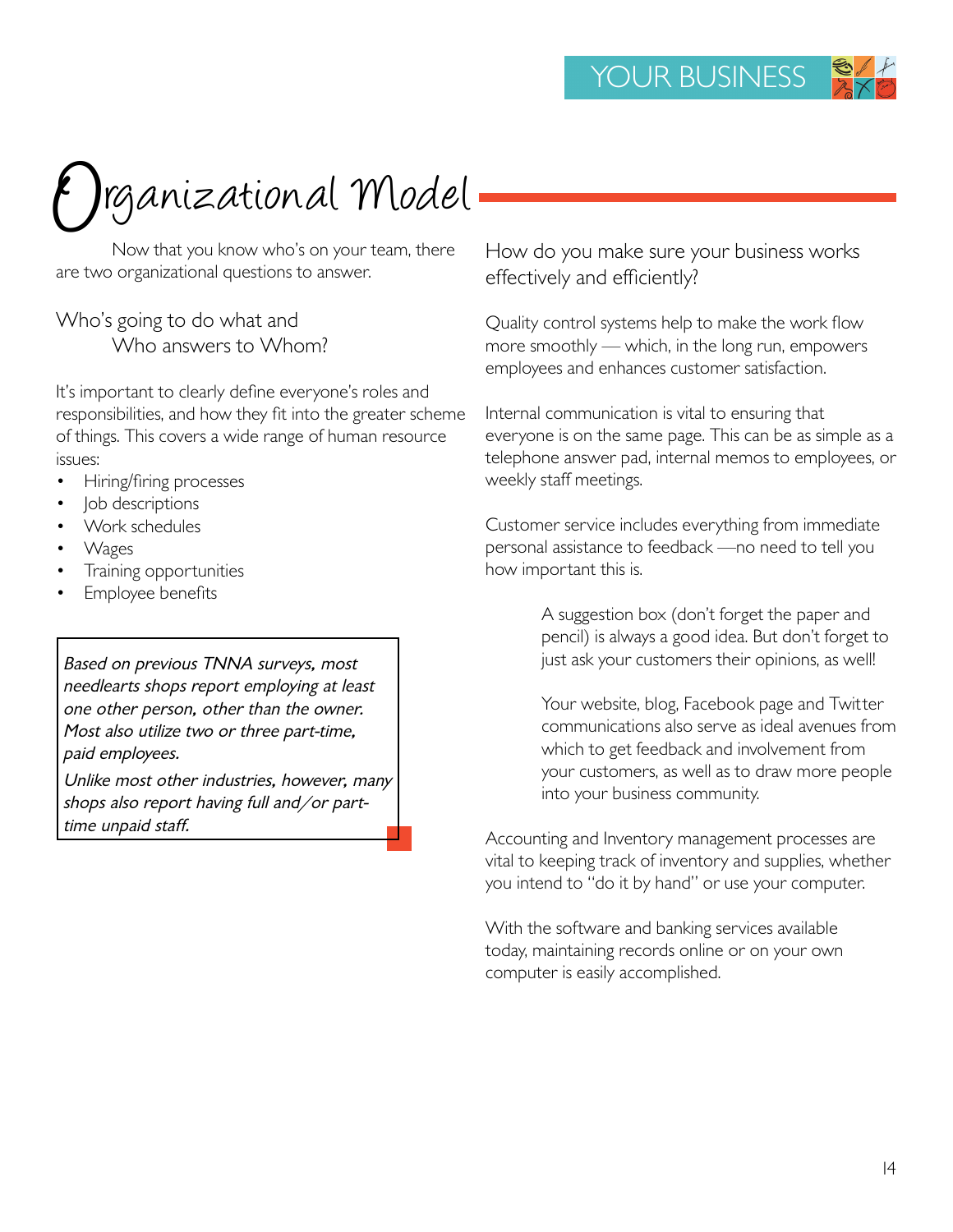# Organizational Model

Now that you know who's on your team, there are two organizational questions to answer.

Who's going to do what and
Who answers to Whom?

It's important to clearly define everyone's roles and responsibilities, and how they fit into the greater scheme of things. This covers a wide range of human resource issues:

- Hiring/firing processes
- Job descriptions
- Work schedules
- Wages
- Training opportunities
- Employee benefits

> *Based on previous TNNA surveys, most needlearts shops report employing at least one other person, other than the owner. Most also utilize two or three part-time, paid employees.*
>
> *Unlike most other industries, however, many shops also report having full and/or part-time unpaid staff.*

How do you make sure your business works effectively and efficiently?

Quality control systems help to make the work flow more smoothly — which, in the long run, empowers employees and enhances customer satisfaction.

Internal communication is vital to ensuring that everyone is on the same page. This can be as simple as a telephone answer pad, internal memos to employees, or weekly staff meetings.

Customer service includes everything from immediate personal assistance to feedback —no need to tell you how important this is.

A suggestion box (don't forget the paper and pencil) is always a good idea. But don't forget to just ask your customers their opinions, as well!

Your website, blog, Facebook page and Twitter communications also serve as ideal avenues from which to get feedback and involvement from your customers, as well as to draw more people into your business community.

Accounting and Inventory management processes are vital to keeping track of inventory and supplies, whether you intend to "do it by hand" or use your computer.

With the software and banking services available today, maintaining records online or on your own computer is easily accomplished.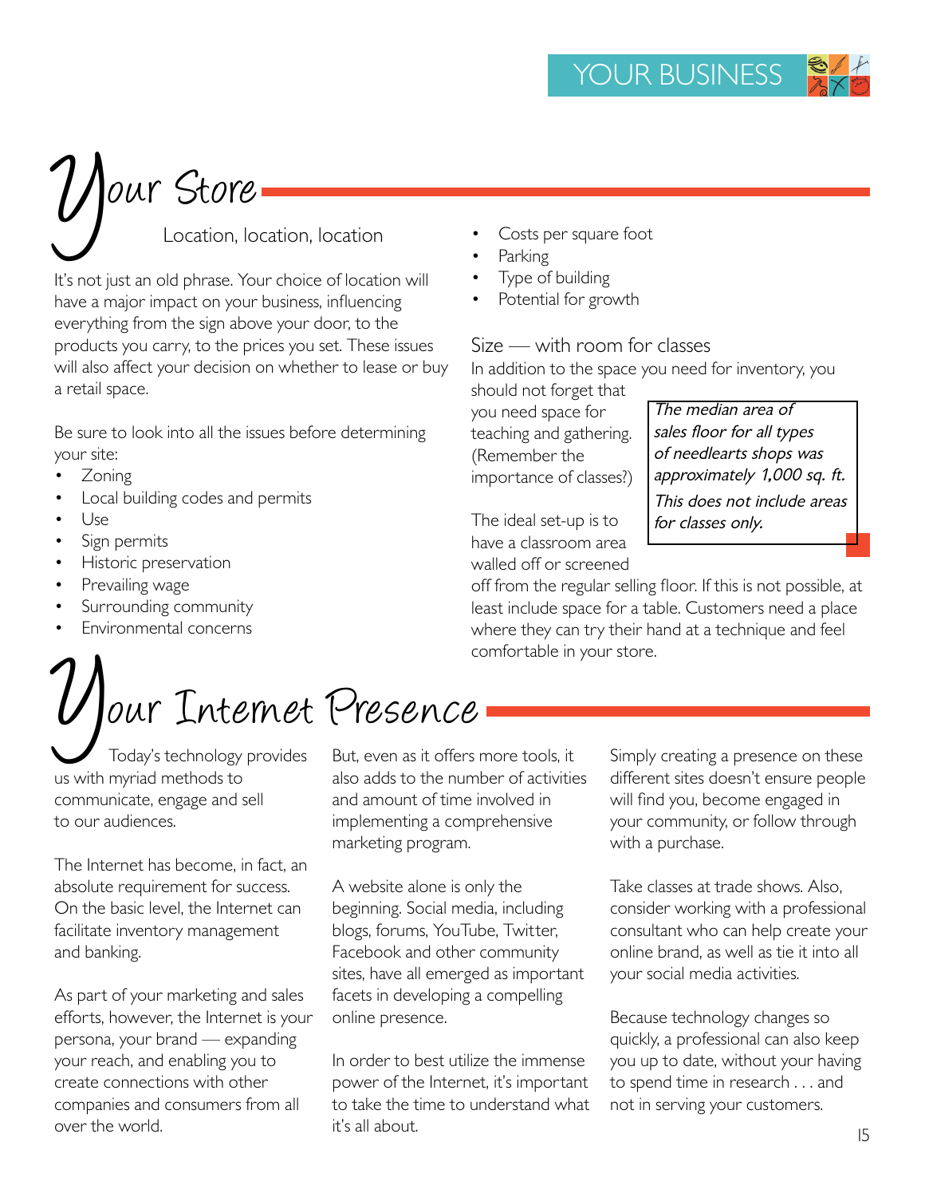# Your Store

## Location, location, location

It's not just an old phrase. Your choice of location will have a major impact on your business, influencing everything from the sign above your door, to the products you carry, to the prices you set. These issues will also affect your decision on whether to lease or buy a retail space.

Be sure to look into all the issues before determining your site:

- Zoning
- Local building codes and permits
- Use
- Sign permits
- Historic preservation
- Prevailing wage
- Surrounding community
- Environmental concerns
- Costs per square foot
- Parking
- Type of building
- Potential for growth

## Size — with room for classes

In addition to the space you need for inventory, you should not forget that you need space for teaching and gathering. (Remember the importance of classes?)

*The median area of sales floor for all types of needlearts shops was approximately 1,000 sq. ft. This does not include areas for classes only.*

The ideal set-up is to have a classroom area walled off or screened off from the regular selling floor. If this is not possible, at least include space for a table. Customers need a place where they can try their hand at a technique and feel comfortable in your store.

# Your Internet Presence

Today's technology provides us with myriad methods to communicate, engage and sell to our audiences.

The Internet has become, in fact, an absolute requirement for success. On the basic level, the Internet can facilitate inventory management and banking.

As part of your marketing and sales efforts, however, the Internet is your persona, your brand — expanding your reach, and enabling you to create connections with other companies and consumers from all over the world.

But, even as it offers more tools, it also adds to the number of activities and amount of time involved in implementing a comprehensive marketing program.

A website alone is only the beginning. Social media, including blogs, forums, YouTube, Twitter, Facebook and other community sites, have all emerged as important facets in developing a compelling online presence.

In order to best utilize the immense power of the Internet, it's important to take the time to understand what it's all about.

Simply creating a presence on these different sites doesn't ensure people will find you, become engaged in your community, or follow through with a purchase.

Take classes at trade shows. Also, consider working with a professional consultant who can help create your online brand, as well as tie it into all your social media activities.

Because technology changes so quickly, a professional can also keep you up to date, without your having to spend time in research . . . and not in serving your customers.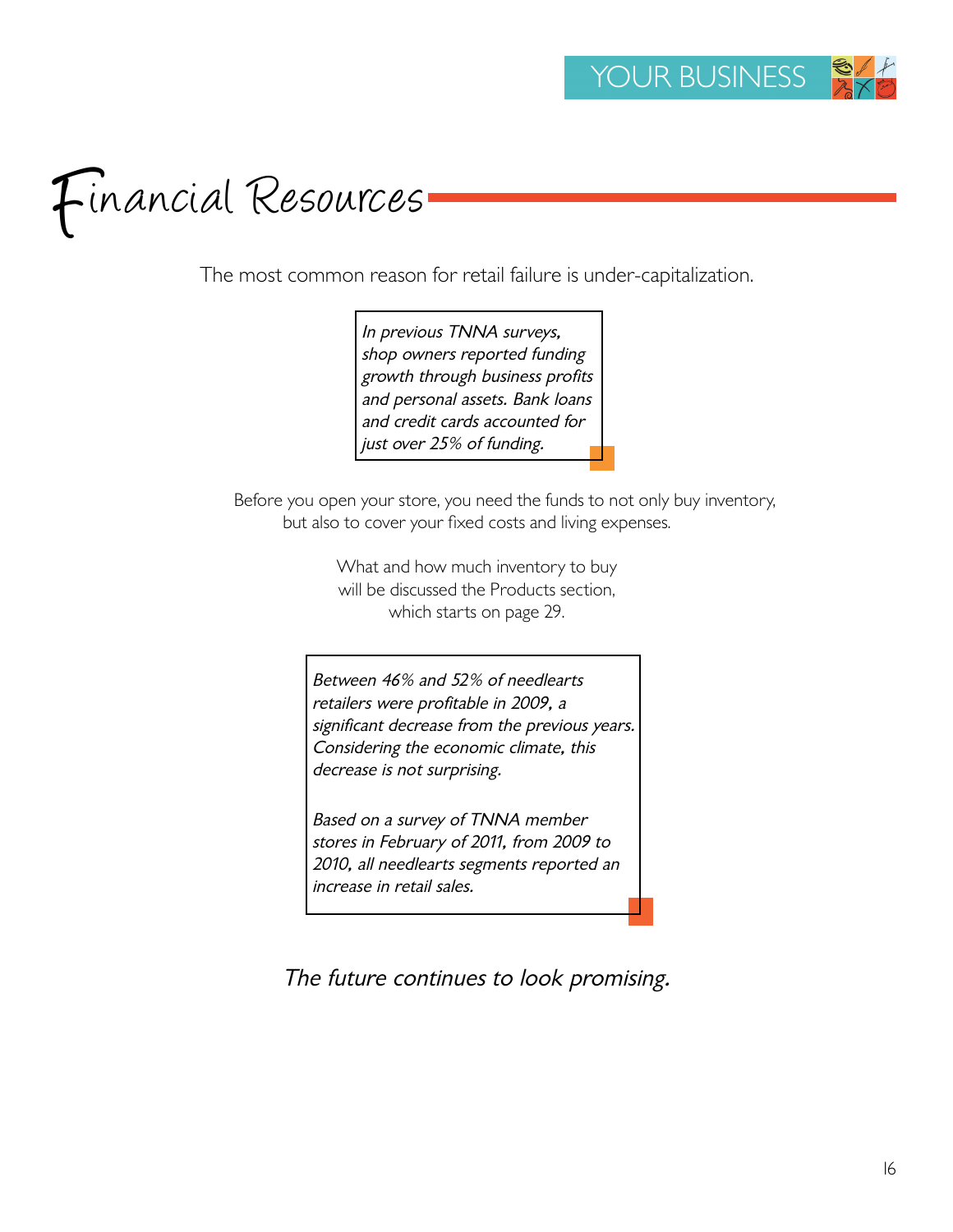# Financial Resources

The most common reason for retail failure is under-capitalization.

*In previous TNNA surveys, shop owners reported funding growth through business profits and personal assets. Bank loans and credit cards accounted for just over 25% of funding.*

Before you open your store, you need the funds to not only buy inventory, but also to cover your fixed costs and living expenses.

What and how much inventory to buy will be discussed the Products section, which starts on page 29.

*Between 46% and 52% of needlearts retailers were profitable in 2009, a significant decrease from the previous years. Considering the economic climate, this decrease is not surprising.*

*Based on a survey of TNNA member stores in February of 2011, from 2009 to 2010, all needlearts segments reported an increase in retail sales.*

*The future continues to look promising.*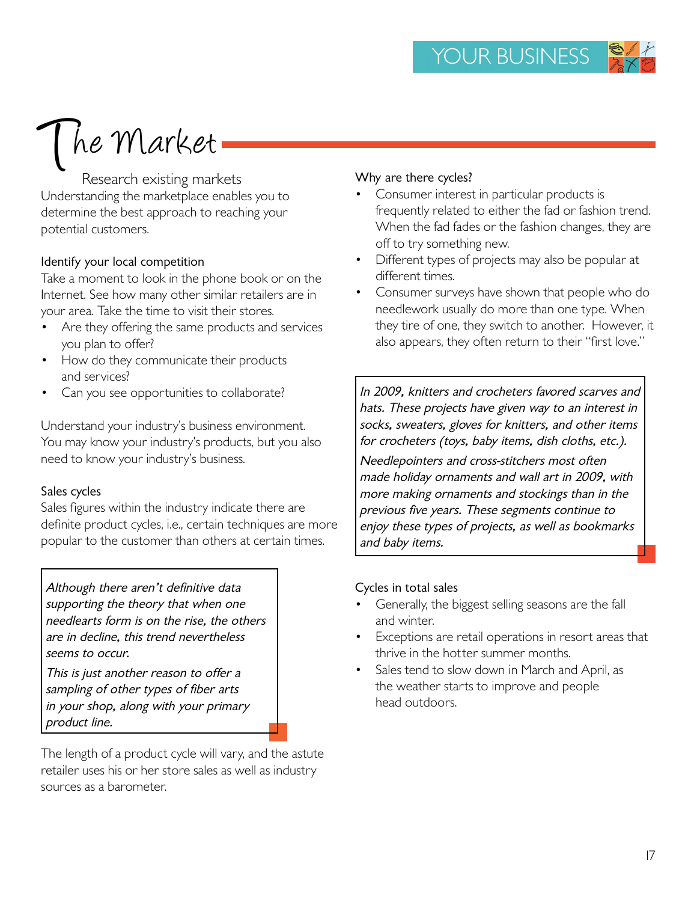# The Market

## Research existing markets

Understanding the marketplace enables you to determine the best approach to reaching your potential customers.

### Identify your local competition

Take a moment to look in the phone book or on the Internet. See how many other similar retailers are in your area. Take the time to visit their stores.

- Are they offering the same products and services you plan to offer?
- How do they communicate their products and services?
- Can you see opportunities to collaborate?

Understand your industry's business environment. You may know your industry's products, but you also need to know your industry's business.

### Sales cycles

Sales figures within the industry indicate there are definite product cycles, i.e., certain techniques are more popular to the customer than others at certain times.

> *Although there aren't definitive data supporting the theory that when one needlearts form is on the rise, the others are in decline, this trend nevertheless seems to occur.*
>
> *This is just another reason to offer a sampling of other types of fiber arts in your shop, along with your primary product line.*

The length of a product cycle will vary, and the astute retailer uses his or her store sales as well as industry sources as a barometer.

### Why are there cycles?

- Consumer interest in particular products is frequently related to either the fad or fashion trend. When the fad fades or the fashion changes, they are off to try something new.
- Different types of projects may also be popular at different times.
- Consumer surveys have shown that people who do needlework usually do more than one type. When they tire of one, they switch to another. However, it also appears, they often return to their "first love."

> *In 2009, knitters and crocheters favored scarves and hats. These projects have given way to an interest in socks, sweaters, gloves for knitters, and other items for crocheters (toys, baby items, dish cloths, etc.).*
>
> *Needlepointers and cross-stitchers most often made holiday ornaments and wall art in 2009, with more making ornaments and stockings than in the previous five years. These segments continue to enjoy these types of projects, as well as bookmarks and baby items.*

### Cycles in total sales

- Generally, the biggest selling seasons are the fall and winter.
- Exceptions are retail operations in resort areas that thrive in the hotter summer months.
- Sales tend to slow down in March and April, as the weather starts to improve and people head outdoors.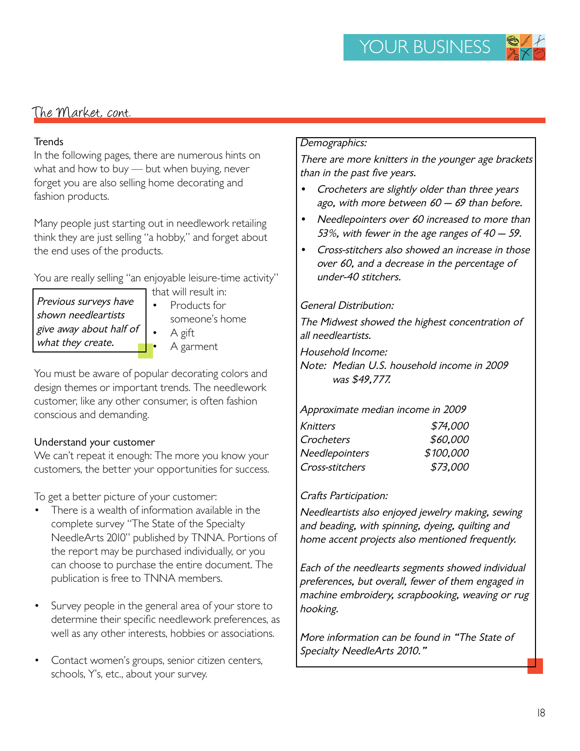## The Market, cont.

### Trends

In the following pages, there are numerous hints on what and how to buy — but when buying, never forget you are also selling home decorating and fashion products.

Many people just starting out in needlework retailing think they are just selling "a hobby," and forget about the end uses of the products.

You are really selling "an enjoyable leisure-time activity" that will result in:

- Products for someone's home
- A gift
- A garment

*Previous surveys have shown needleartists give away about half of what they create.*

You must be aware of popular decorating colors and design themes or important trends. The needlework customer, like any other consumer, is often fashion conscious and demanding.

### Understand your customer

We can't repeat it enough: The more you know your customers, the better your opportunities for success.

To get a better picture of your customer:

- There is a wealth of information available in the complete survey "The State of the Specialty NeedleArts 2010" published by TNNA. Portions of the report may be purchased individually, or you can choose to purchase the entire document. The publication is free to TNNA members.
- Survey people in the general area of your store to determine their specific needlework preferences, as well as any other interests, hobbies or associations.
- Contact women's groups, senior citizen centers, schools, Y's, etc., about your survey.

*Demographics:*

*There are more knitters in the younger age brackets than in the past five years.*

- *Crocheters are slightly older than three years ago, with more between 60 – 69 than before.*
- *Needlepointers over 60 increased to more than 53%, with fewer in the age ranges of 40 – 59.*
- *Cross-stitchers also showed an increase in those over 60, and a decrease in the percentage of under-40 stitchers.*

*General Distribution:*

*The Midwest showed the highest concentration of all needleartists.*

*Household Income:*

*Note: Median U.S. household income in 2009 was $49,777.*

*Approximate median income in 2009*

| | |
|---|---|
| *Knitters* | *$74,000* |
| *Crocheters* | *$60,000* |
| *Needlepointers* | *$100,000* |
| *Cross-stitchers* | *$73,000* |

*Crafts Participation:*

*Needleartists also enjoyed jewelry making, sewing and beading, with spinning, dyeing, quilting and home accent projects also mentioned frequently.*

*Each of the needlearts segments showed individual preferences, but overall, fewer of them engaged in machine embroidery, scrapbooking, weaving or rug hooking.*

*More information can be found in "The State of Specialty NeedleArts 2010."*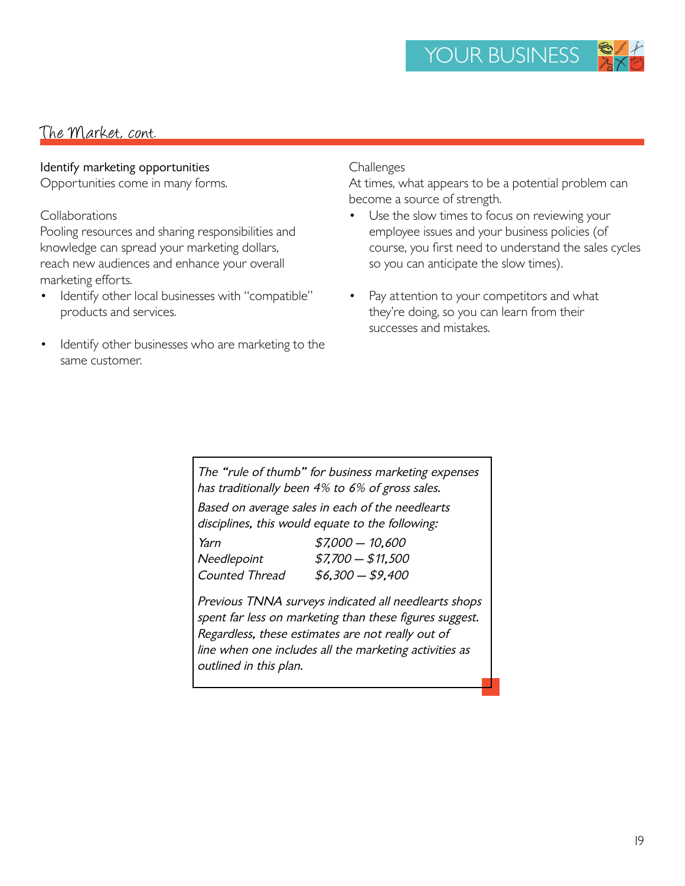## The Market, cont.

### Identify marketing opportunities

Opportunities come in many forms.

#### Collaborations

Pooling resources and sharing responsibilities and knowledge can spread your marketing dollars, reach new audiences and enhance your overall marketing efforts.

- Identify other local businesses with "compatible" products and services.
- Identify other businesses who are marketing to the same customer.

#### Challenges

At times, what appears to be a potential problem can become a source of strength.

- Use the slow times to focus on reviewing your employee issues and your business policies (of course, you first need to understand the sales cycles so you can anticipate the slow times).
- Pay attention to your competitors and what they're doing, so you can learn from their successes and mistakes.

*The "rule of thumb" for business marketing expenses has traditionally been 4% to 6% of gross sales.*

*Based on average sales in each of the needlearts disciplines, this would equate to the following:*

| | |
|---|---|
| *Yarn* | *$7,000 — 10,600* |
| *Needlepoint* | *$7,700 — $11,500* |
| *Counted Thread* | *$6,300 — $9,400* |

*Previous TNNA surveys indicated all needlearts shops spent far less on marketing than these figures suggest. Regardless, these estimates are not really out of line when one includes all the marketing activities as outlined in this plan.*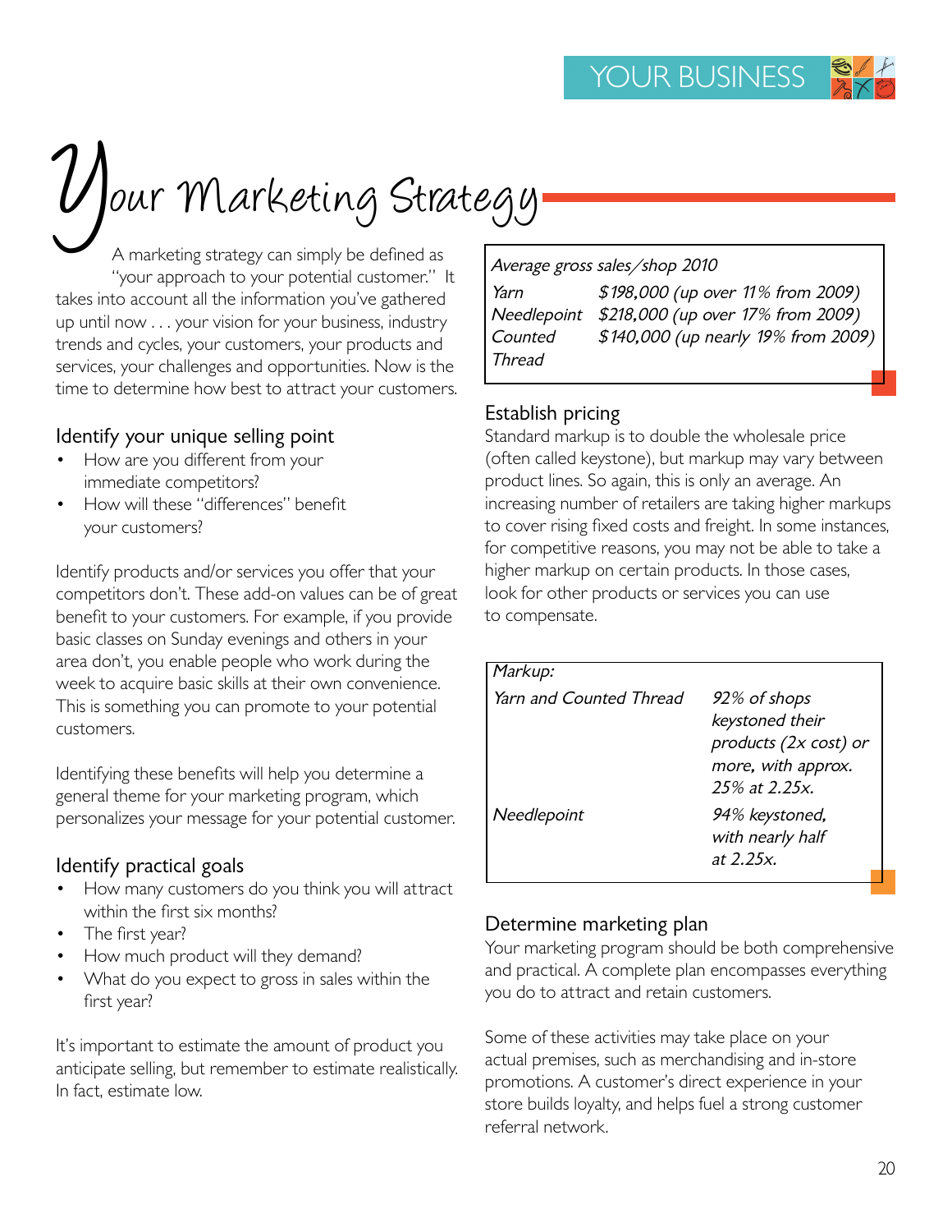# Your Marketing Strategy

A marketing strategy can simply be defined as "your approach to your potential customer." It takes into account all the information you've gathered up until now . . . your vision for your business, industry trends and cycles, your customers, your products and services, your challenges and opportunities. Now is the time to determine how best to attract your customers.

## Identify your unique selling point

- How are you different from your immediate competitors?
- How will these "differences" benefit your customers?

Identify products and/or services you offer that your competitors don't. These add-on values can be of great benefit to your customers. For example, if you provide basic classes on Sunday evenings and others in your area don't, you enable people who work during the week to acquire basic skills at their own convenience. This is something you can promote to your potential customers.

Identifying these benefits will help you determine a general theme for your marketing program, which personalizes your message for your potential customer.

## Identify practical goals

- How many customers do you think you will attract within the first six months?
- The first year?
- How much product will they demand?
- What do you expect to gross in sales within the first year?

It's important to estimate the amount of product you anticipate selling, but remember to estimate realistically. In fact, estimate low.

| *Average gross sales/shop 2010* | |
|---|---|
| *Yarn* | *$198,000 (up over 11% from 2009)* |
| *Needlepoint* | *$218,000 (up over 17% from 2009)* |
| *Counted Thread* | *$140,000 (up nearly 19% from 2009)* |

## Establish pricing

Standard markup is to double the wholesale price (often called keystone), but markup may vary between product lines. So again, this is only an average. An increasing number of retailers are taking higher markups to cover rising fixed costs and freight. In some instances, for competitive reasons, you may not be able to take a higher markup on certain products. In those cases, look for other products or services you can use to compensate.

| *Markup:* | |
|---|---|
| *Yarn and Counted Thread* | *92% of shops keystoned their products (2x cost) or more, with approx. 25% at 2.25x.* |
| *Needlepoint* | *94% keystoned, with nearly half at 2.25x.* |

## Determine marketing plan

Your marketing program should be both comprehensive and practical. A complete plan encompasses everything you do to attract and retain customers.

Some of these activities may take place on your actual premises, such as merchandising and in-store promotions. A customer's direct experience in your store builds loyalty, and helps fuel a strong customer referral network.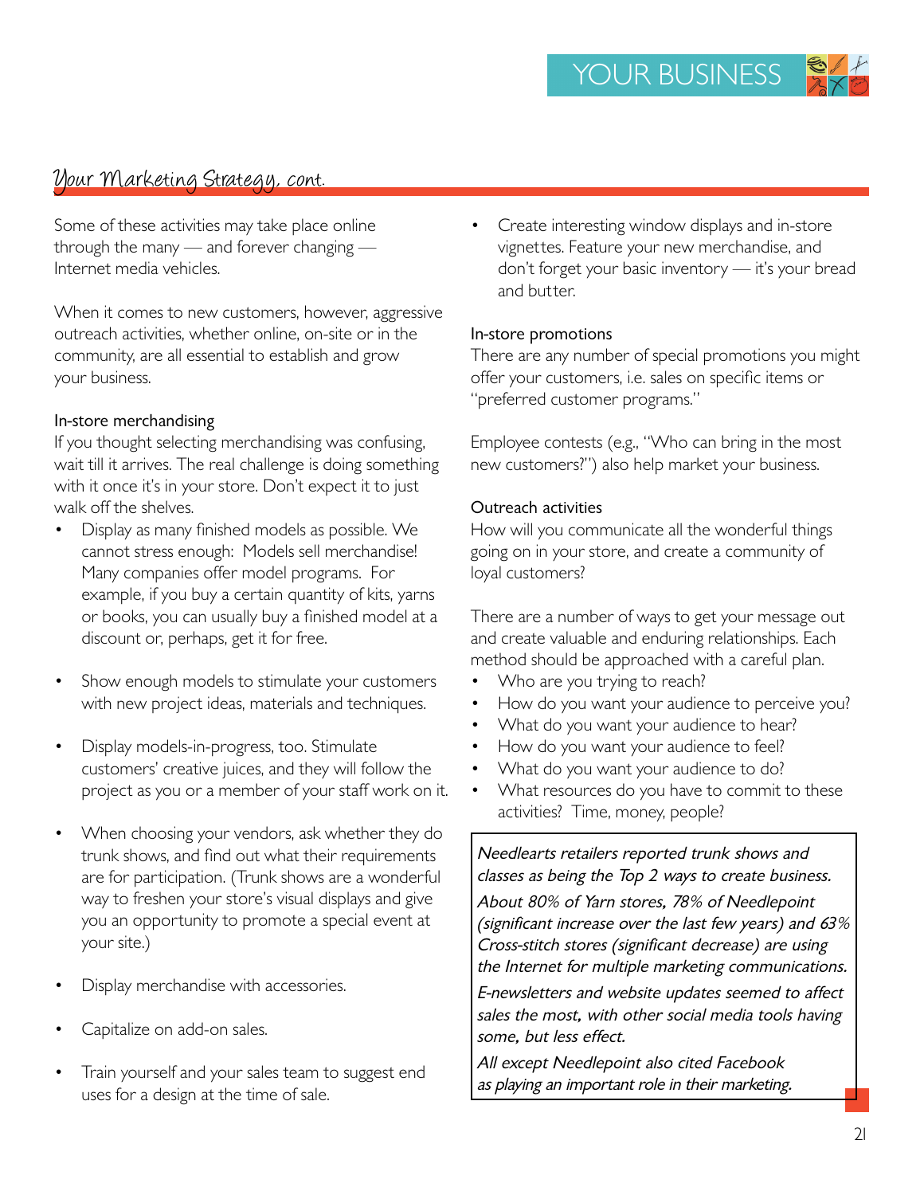## Your Marketing Strategy, cont.

Some of these activities may take place online through the many — and forever changing — Internet media vehicles.

When it comes to new customers, however, aggressive outreach activities, whether online, on-site or in the community, are all essential to establish and grow your business.

### In-store merchandising

If you thought selecting merchandising was confusing, wait till it arrives. The real challenge is doing something with it once it's in your store. Don't expect it to just walk off the shelves.

- Display as many finished models as possible. We cannot stress enough: Models sell merchandise! Many companies offer model programs. For example, if you buy a certain quantity of kits, yarns or books, you can usually buy a finished model at a discount or, perhaps, get it for free.
- Show enough models to stimulate your customers with new project ideas, materials and techniques.
- Display models-in-progress, too. Stimulate customers' creative juices, and they will follow the project as you or a member of your staff work on it.
- When choosing your vendors, ask whether they do trunk shows, and find out what their requirements are for participation. (Trunk shows are a wonderful way to freshen your store's visual displays and give you an opportunity to promote a special event at your site.)
- Display merchandise with accessories.
- Capitalize on add-on sales.
- Train yourself and your sales team to suggest end uses for a design at the time of sale.
- Create interesting window displays and in-store vignettes. Feature your new merchandise, and don't forget your basic inventory — it's your bread and butter.

### In-store promotions

There are any number of special promotions you might offer your customers, i.e. sales on specific items or "preferred customer programs."

Employee contests (e.g., "Who can bring in the most new customers?") also help market your business.

### Outreach activities

How will you communicate all the wonderful things going on in your store, and create a community of loyal customers?

There are a number of ways to get your message out and create valuable and enduring relationships. Each method should be approached with a careful plan.

- Who are you trying to reach?
- How do you want your audience to perceive you?
- What do you want your audience to hear?
- How do you want your audience to feel?
- What do you want your audience to do?
- What resources do you have to commit to these activities? Time, money, people?

> *Needlearts retailers reported trunk shows and classes as being the Top 2 ways to create business.*
>
> *About 80% of Yarn stores, 78% of Needlepoint (significant increase over the last few years) and 63% Cross-stitch stores (significant decrease) are using the Internet for multiple marketing communications.*
>
> *E-newsletters and website updates seemed to affect sales the most, with other social media tools having some, but less effect.*
>
> *All except Needlepoint also cited Facebook as playing an important role in their marketing.*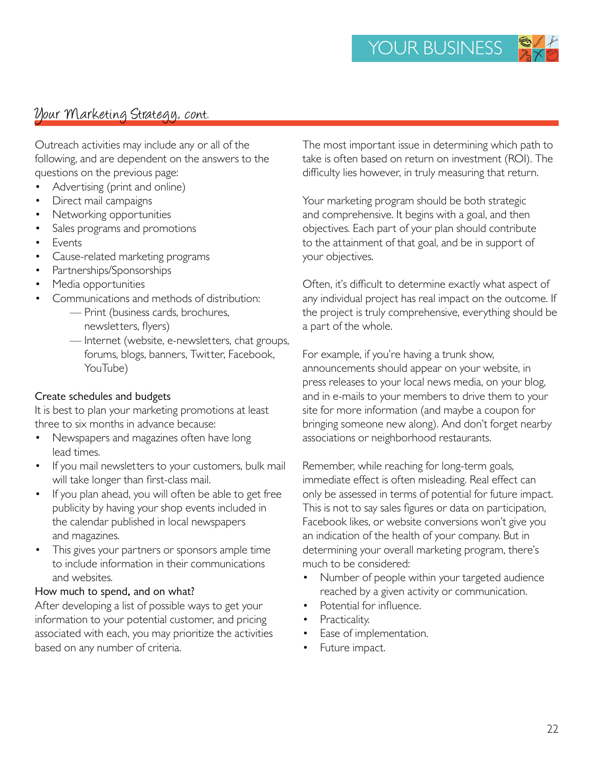## Your Marketing Strategy, cont.

Outreach activities may include any or all of the following, and are dependent on the answers to the questions on the previous page:

- Advertising (print and online)
- Direct mail campaigns
- Networking opportunities
- Sales programs and promotions
- Events
- Cause-related marketing programs
- Partnerships/Sponsorships
- Media opportunities
- Communications and methods of distribution:
  - Print (business cards, brochures, newsletters, flyers)
  - Internet (website, e-newsletters, chat groups, forums, blogs, banners, Twitter, Facebook, YouTube)

### Create schedules and budgets

It is best to plan your marketing promotions at least three to six months in advance because:

- Newspapers and magazines often have long lead times.
- If you mail newsletters to your customers, bulk mail will take longer than first-class mail.
- If you plan ahead, you will often be able to get free publicity by having your shop events included in the calendar published in local newspapers and magazines.
- This gives your partners or sponsors ample time to include information in their communications and websites.

### How much to spend, and on what?

After developing a list of possible ways to get your information to your potential customer, and pricing associated with each, you may prioritize the activities based on any number of criteria.

The most important issue in determining which path to take is often based on return on investment (ROI). The difficulty lies however, in truly measuring that return.

Your marketing program should be both strategic and comprehensive. It begins with a goal, and then objectives. Each part of your plan should contribute to the attainment of that goal, and be in support of your objectives.

Often, it's difficult to determine exactly what aspect of any individual project has real impact on the outcome. If the project is truly comprehensive, everything should be a part of the whole.

For example, if you're having a trunk show, announcements should appear on your website, in press releases to your local news media, on your blog, and in e-mails to your members to drive them to your site for more information (and maybe a coupon for bringing someone new along). And don't forget nearby associations or neighborhood restaurants.

Remember, while reaching for long-term goals, immediate effect is often misleading. Real effect can only be assessed in terms of potential for future impact. This is not to say sales figures or data on participation, Facebook likes, or website conversions won't give you an indication of the health of your company. But in determining your overall marketing program, there's much to be considered:

- Number of people within your targeted audience reached by a given activity or communication.
- Potential for influence.
- Practicality.
- Ease of implementation.
- Future impact.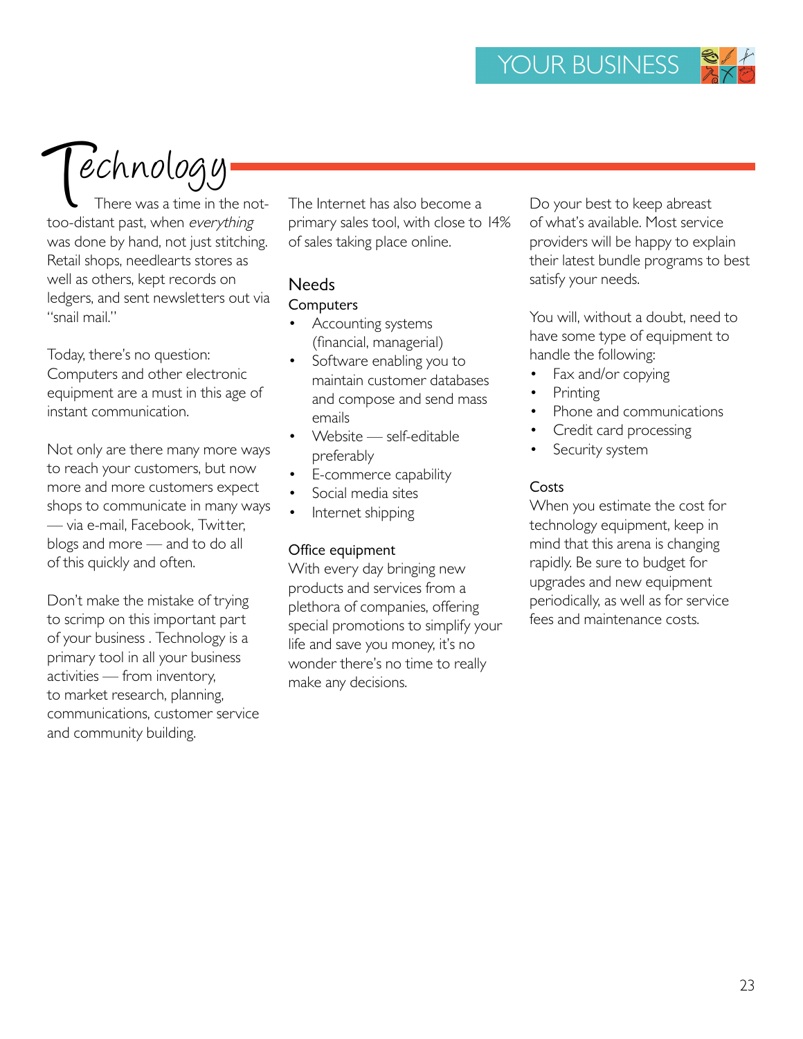# Technology

There was a time in the not-too-distant past, when *everything* was done by hand, not just stitching. Retail shops, needlearts stores as well as others, kept records on ledgers, and sent newsletters out via "snail mail."

Today, there's no question: Computers and other electronic equipment are a must in this age of instant communication.

Not only are there many more ways to reach your customers, but now more and more customers expect shops to communicate in many ways — via e-mail, Facebook, Twitter, blogs and more — and to do all of this quickly and often.

Don't make the mistake of trying to scrimp on this important part of your business . Technology is a primary tool in all your business activities — from inventory, to market research, planning, communications, customer service and community building.

The Internet has also become a primary sales tool, with close to 14% of sales taking place online.

## Needs

### Computers

- Accounting systems (financial, managerial)
- Software enabling you to maintain customer databases and compose and send mass emails
- Website — self-editable preferably
- E-commerce capability
- Social media sites
- Internet shipping

### Office equipment

With every day bringing new products and services from a plethora of companies, offering special promotions to simplify your life and save you money, it's no wonder there's no time to really make any decisions.

Do your best to keep abreast of what's available. Most service providers will be happy to explain their latest bundle programs to best satisfy your needs.

You will, without a doubt, need to have some type of equipment to handle the following:

- Fax and/or copying
- Printing
- Phone and communications
- Credit card processing
- Security system

### Costs

When you estimate the cost for technology equipment, keep in mind that this arena is changing rapidly. Be sure to budget for upgrades and new equipment periodically, as well as for service fees and maintenance costs.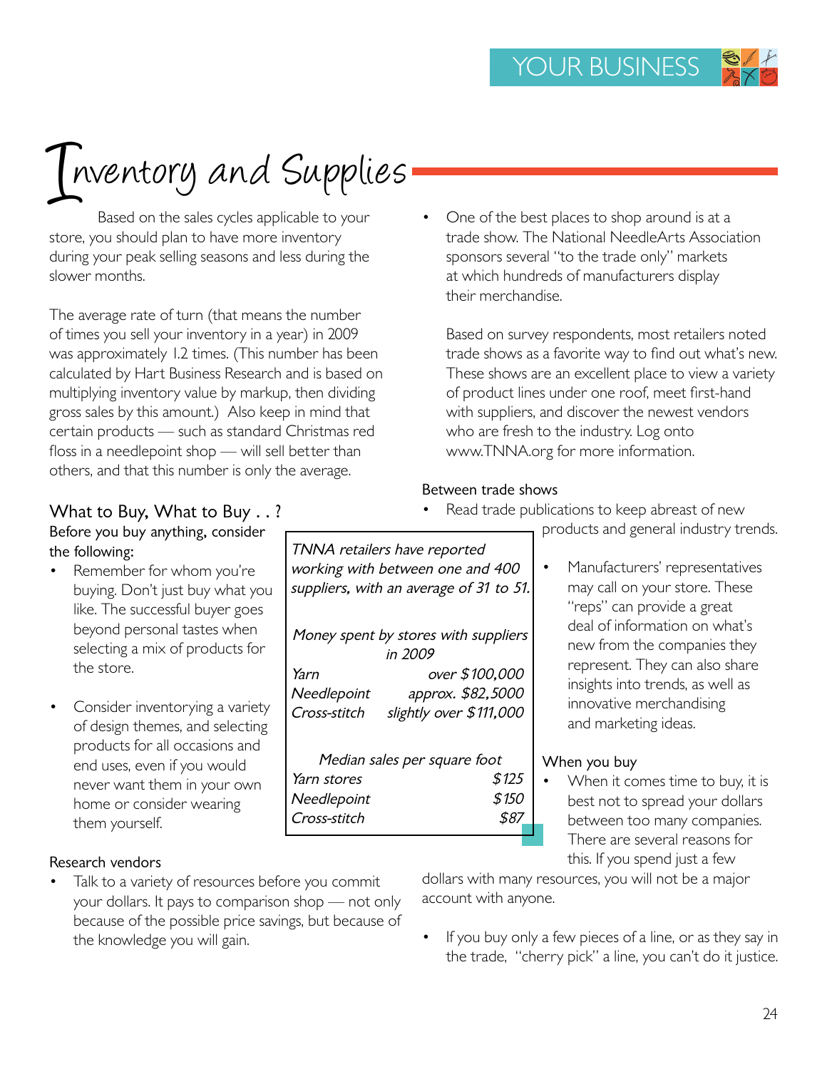# Inventory and Supplies

Based on the sales cycles applicable to your store, you should plan to have more inventory during your peak selling seasons and less during the slower months.

The average rate of turn (that means the number of times you sell your inventory in a year) in 2009 was approximately 1.2 times. (This number has been calculated by Hart Business Research and is based on multiplying inventory value by markup, then dividing gross sales by this amount.) Also keep in mind that certain products — such as standard Christmas red floss in a needlepoint shop — will sell better than others, and that this number is only the average.

## What to Buy, What to Buy . . ?

Before you buy anything, consider the following:

- Remember for whom you're buying. Don't just buy what you like. The successful buyer goes beyond personal tastes when selecting a mix of products for the store.
- Consider inventorying a variety of design themes, and selecting products for all occasions and end uses, even if you would never want them in your own home or consider wearing them yourself.

*TNNA retailers have reported working with between one and 400 suppliers, with an average of 31 to 51.*

*Money spent by stores with suppliers in 2009*

| | |
|---|---|
| *Yarn* | *over $100,000* |
| *Needlepoint* | *approx. $82,5000* |
| *Cross-stitch* | *slightly over $111,000* |

*Median sales per square foot*

| | |
|---|---|
| *Yarn stores* | *$125* |
| *Needlepoint* | *$150* |
| *Cross-stitch* | *$87* |

### Research vendors

- Talk to a variety of resources before you commit your dollars. It pays to comparison shop — not only because of the possible price savings, but because of the knowledge you will gain.
- One of the best places to shop around is at a trade show. The National NeedleArts Association sponsors several "to the trade only" markets at which hundreds of manufacturers display their merchandise.

  Based on survey respondents, most retailers noted trade shows as a favorite way to find out what's new. These shows are an excellent place to view a variety of product lines under one roof, meet first-hand with suppliers, and discover the newest vendors who are fresh to the industry. Log onto www.TNNA.org for more information.

### Between trade shows

- Read trade publications to keep abreast of new products and general industry trends.
- Manufacturers' representatives may call on your store. These "reps" can provide a great deal of information on what's new from the companies they represent. They can also share insights into trends, as well as innovative merchandising and marketing ideas.

### When you buy

- When it comes time to buy, it is best not to spread your dollars between too many companies. There are several reasons for this. If you spend just a few dollars with many resources, you will not be a major account with anyone.
- If you buy only a few pieces of a line, or as they say in the trade, "cherry pick" a line, you can't do it justice.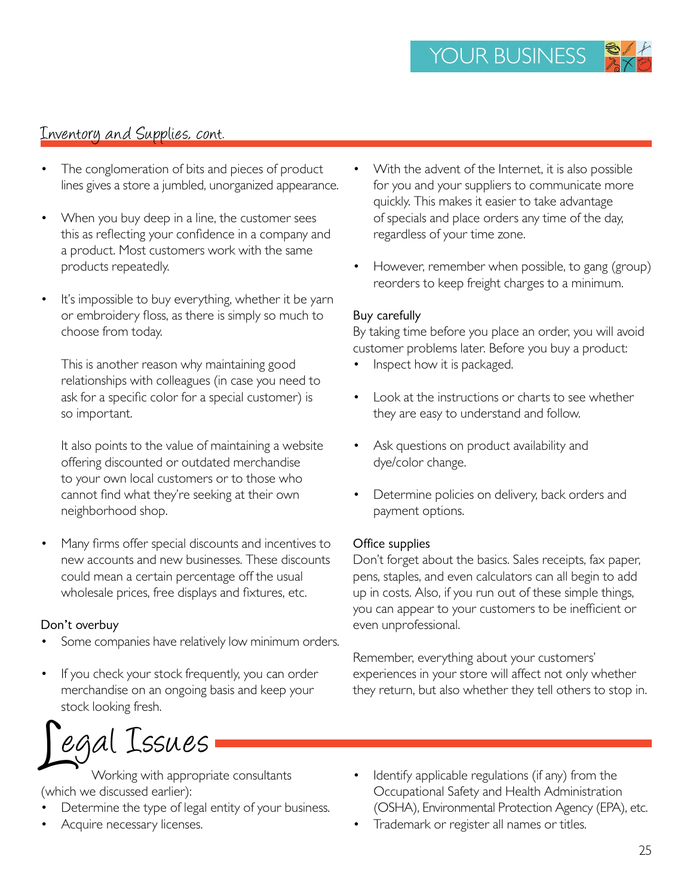## Inventory and Supplies, cont.

- The conglomeration of bits and pieces of product lines gives a store a jumbled, unorganized appearance.
- When you buy deep in a line, the customer sees this as reflecting your confidence in a company and a product. Most customers work with the same products repeatedly.
- It's impossible to buy everything, whether it be yarn or embroidery floss, as there is simply so much to choose from today.

  This is another reason why maintaining good relationships with colleagues (in case you need to ask for a specific color for a special customer) is so important.

  It also points to the value of maintaining a website offering discounted or outdated merchandise to your own local customers or to those who cannot find what they're seeking at their own neighborhood shop.

- Many firms offer special discounts and incentives to new accounts and new businesses. These discounts could mean a certain percentage off the usual wholesale prices, free displays and fixtures, etc.

### Don't overbuy

- Some companies have relatively low minimum orders.
- If you check your stock frequently, you can order merchandise on an ongoing basis and keep your stock looking fresh.
- With the advent of the Internet, it is also possible for you and your suppliers to communicate more quickly. This makes it easier to take advantage of specials and place orders any time of the day, regardless of your time zone.
- However, remember when possible, to gang (group) reorders to keep freight charges to a minimum.

### Buy carefully

By taking time before you place an order, you will avoid customer problems later. Before you buy a product:

- Inspect how it is packaged.
- Look at the instructions or charts to see whether they are easy to understand and follow.
- Ask questions on product availability and dye/color change.
- Determine policies on delivery, back orders and payment options.

### Office supplies

Don't forget about the basics. Sales receipts, fax paper, pens, staples, and even calculators can all begin to add up in costs. Also, if you run out of these simple things, you can appear to your customers to be inefficient or even unprofessional.

Remember, everything about your customers' experiences in your store will affect not only whether they return, but also whether they tell others to stop in.

# Legal Issues

Working with appropriate consultants (which we discussed earlier):

- Determine the type of legal entity of your business.
- Acquire necessary licenses.
- Identify applicable regulations (if any) from the Occupational Safety and Health Administration (OSHA), Environmental Protection Agency (EPA), etc.
- Trademark or register all names or titles.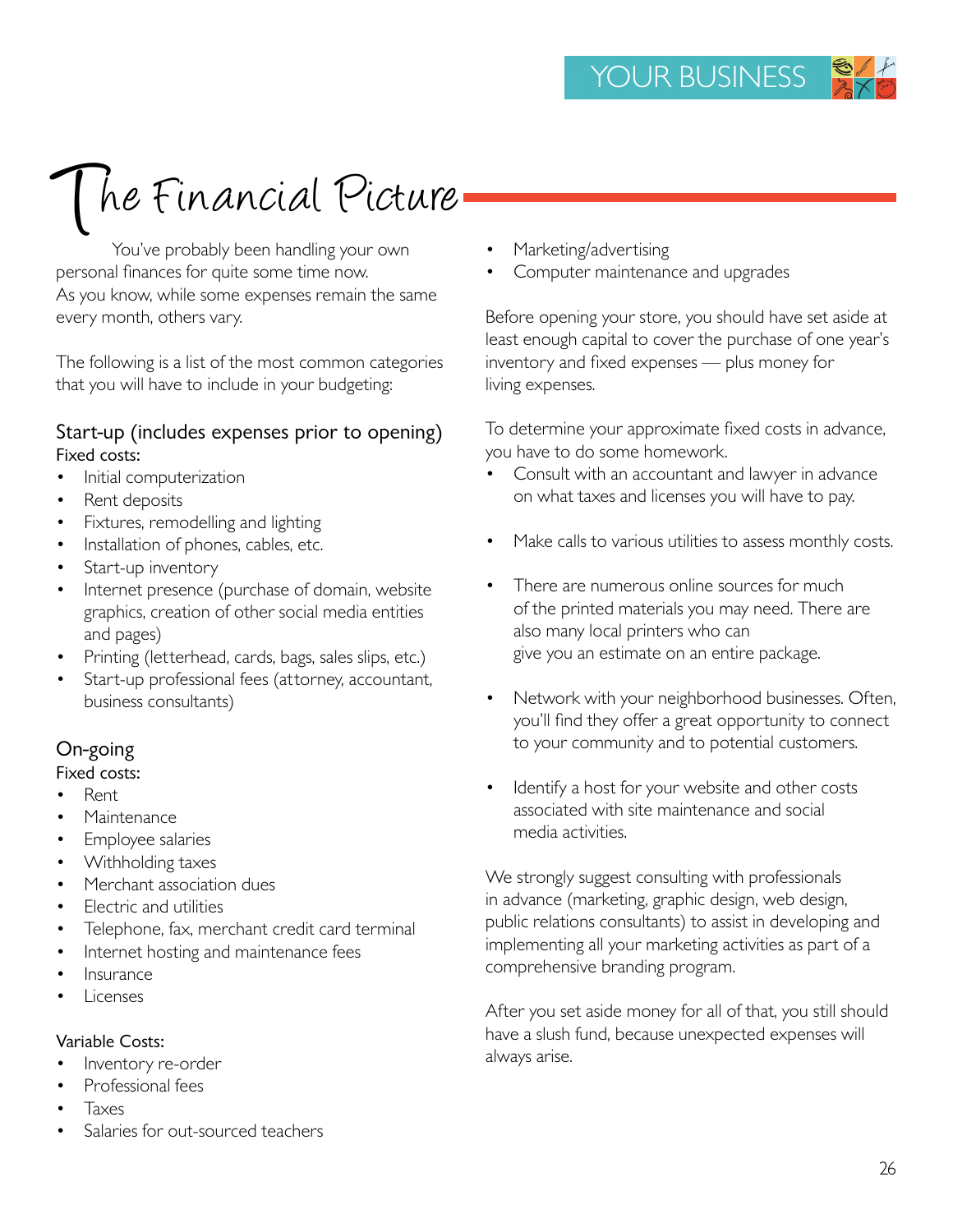# The Financial Picture

You've probably been handling your own personal finances for quite some time now. As you know, while some expenses remain the same every month, others vary.

The following is a list of the most common categories that you will have to include in your budgeting:

### Start-up (includes expenses prior to opening)

Fixed costs:

- Initial computerization
- Rent deposits
- Fixtures, remodelling and lighting
- Installation of phones, cables, etc.
- Start-up inventory
- Internet presence (purchase of domain, website graphics, creation of other social media entities and pages)
- Printing (letterhead, cards, bags, sales slips, etc.)
- Start-up professional fees (attorney, accountant, business consultants)

### On-going

Fixed costs:

- Rent
- Maintenance
- Employee salaries
- Withholding taxes
- Merchant association dues
- Electric and utilities
- Telephone, fax, merchant credit card terminal
- Internet hosting and maintenance fees
- Insurance
- Licenses

Variable Costs:

- Inventory re-order
- Professional fees
- Taxes
- Salaries for out-sourced teachers
- Marketing/advertising
- Computer maintenance and upgrades

Before opening your store, you should have set aside at least enough capital to cover the purchase of one year's inventory and fixed expenses — plus money for living expenses.

To determine your approximate fixed costs in advance, you have to do some homework.

- Consult with an accountant and lawyer in advance on what taxes and licenses you will have to pay.
- Make calls to various utilities to assess monthly costs.
- There are numerous online sources for much of the printed materials you may need. There are also many local printers who can give you an estimate on an entire package.
- Network with your neighborhood businesses. Often, you'll find they offer a great opportunity to connect to your community and to potential customers.
- Identify a host for your website and other costs associated with site maintenance and social media activities.

We strongly suggest consulting with professionals in advance (marketing, graphic design, web design, public relations consultants) to assist in developing and implementing all your marketing activities as part of a comprehensive branding program.

After you set aside money for all of that, you still should have a slush fund, because unexpected expenses will always arise.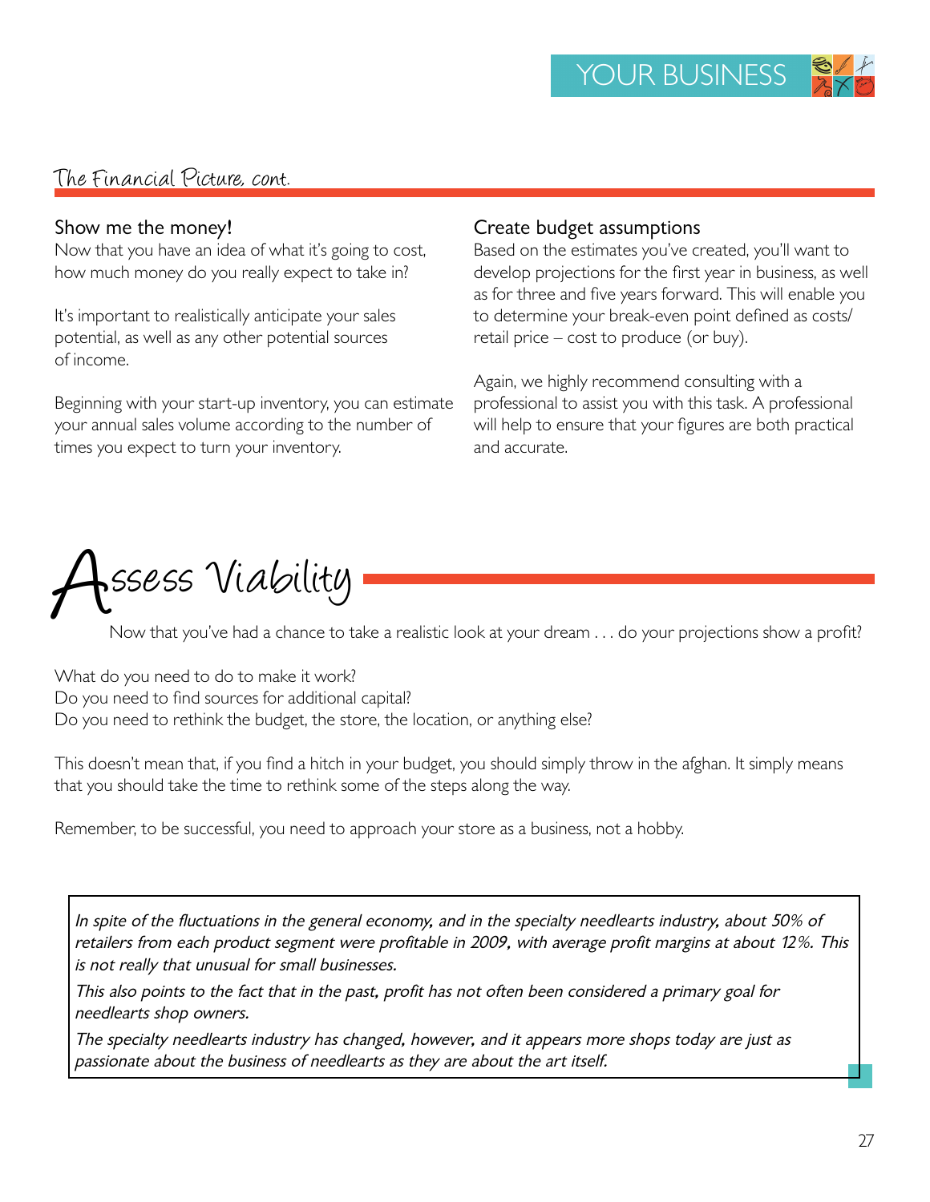## The Financial Picture, cont.

### Show me the money!

Now that you have an idea of what it's going to cost, how much money do you really expect to take in?

It's important to realistically anticipate your sales potential, as well as any other potential sources of income.

Beginning with your start-up inventory, you can estimate your annual sales volume according to the number of times you expect to turn your inventory.

### Create budget assumptions

Based on the estimates you've created, you'll want to develop projections for the first year in business, as well as for three and five years forward. This will enable you to determine your break-even point defined as costs/ retail price – cost to produce (or buy).

Again, we highly recommend consulting with a professional to assist you with this task. A professional will help to ensure that your figures are both practical and accurate.

# Assess Viability

Now that you've had a chance to take a realistic look at your dream . . . do your projections show a profit?

What do you need to do to make it work?
Do you need to find sources for additional capital?
Do you need to rethink the budget, the store, the location, or anything else?

This doesn't mean that, if you find a hitch in your budget, you should simply throw in the afghan. It simply means that you should take the time to rethink some of the steps along the way.

Remember, to be successful, you need to approach your store as a business, not a hobby.

*In spite of the fluctuations in the general economy, and in the specialty needlearts industry, about 50% of retailers from each product segment were profitable in 2009, with average profit margins at about 12%. This is not really that unusual for small businesses.*

*This also points to the fact that in the past, profit has not often been considered a primary goal for needlearts shop owners.*

*The specialty needlearts industry has changed, however, and it appears more shops today are just as passionate about the business of needlearts as they are about the art itself.*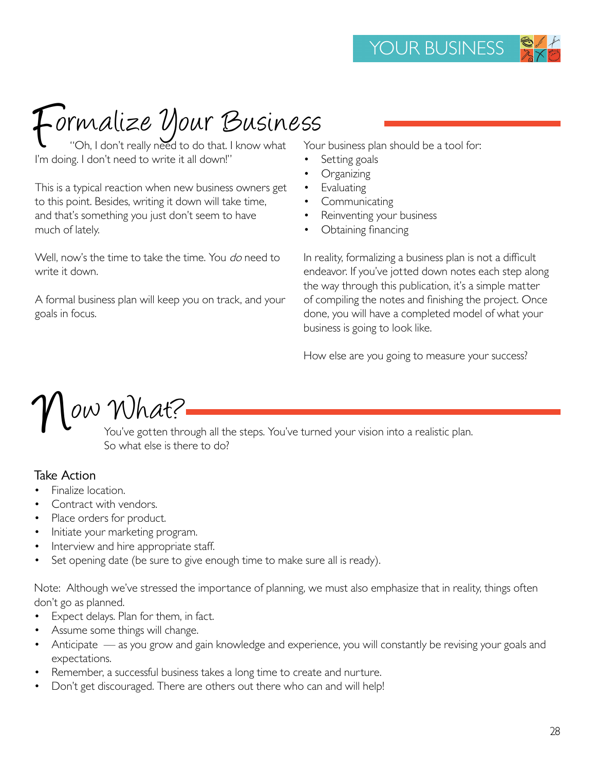# Formalize Your Business

"Oh, I don't really need to do that. I know what I'm doing. I don't need to write it all down!"

This is a typical reaction when new business owners get to this point. Besides, writing it down will take time, and that's something you just don't seem to have much of lately.

Well, now's the time to take the time. You *do* need to write it down.

A formal business plan will keep you on track, and your goals in focus.

Your business plan should be a tool for:

- Setting goals
- Organizing
- Evaluating
- Communicating
- Reinventing your business
- Obtaining financing

In reality, formalizing a business plan is not a difficult endeavor. If you've jotted down notes each step along the way through this publication, it's a simple matter of compiling the notes and finishing the project. Once done, you will have a completed model of what your business is going to look like.

How else are you going to measure your success?

# Now What?

You've gotten through all the steps. You've turned your vision into a realistic plan. So what else is there to do?

### Take Action

- Finalize location.
- Contract with vendors.
- Place orders for product.
- Initiate your marketing program.
- Interview and hire appropriate staff.
- Set opening date (be sure to give enough time to make sure all is ready).

Note: Although we've stressed the importance of planning, we must also emphasize that in reality, things often don't go as planned.

- Expect delays. Plan for them, in fact.
- Assume some things will change.
- Anticipate — as you grow and gain knowledge and experience, you will constantly be revising your goals and expectations.
- Remember, a successful business takes a long time to create and nurture.
- Don't get discouraged. There are others out there who can and will help!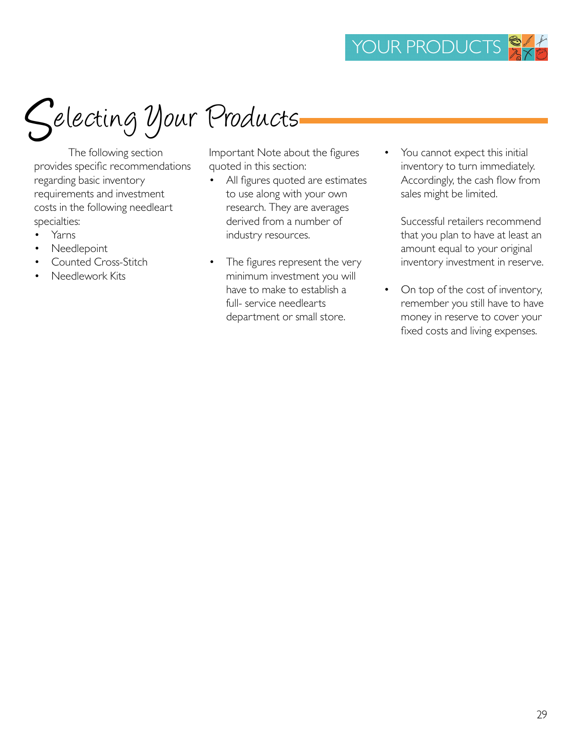# Selecting Your Products

The following section provides specific recommendations regarding basic inventory requirements and investment costs in the following needleart specialties:

- Yarns
- Needlepoint
- Counted Cross-Stitch
- Needlework Kits

Important Note about the figures quoted in this section:

- All figures quoted are estimates to use along with your own research. They are averages derived from a number of industry resources.
- The figures represent the very minimum investment you will have to make to establish a full- service needlearts department or small store.
- You cannot expect this initial inventory to turn immediately. Accordingly, the cash flow from sales might be limited.

  Successful retailers recommend that you plan to have at least an amount equal to your original inventory investment in reserve.
- On top of the cost of inventory, remember you still have to have money in reserve to cover your fixed costs and living expenses.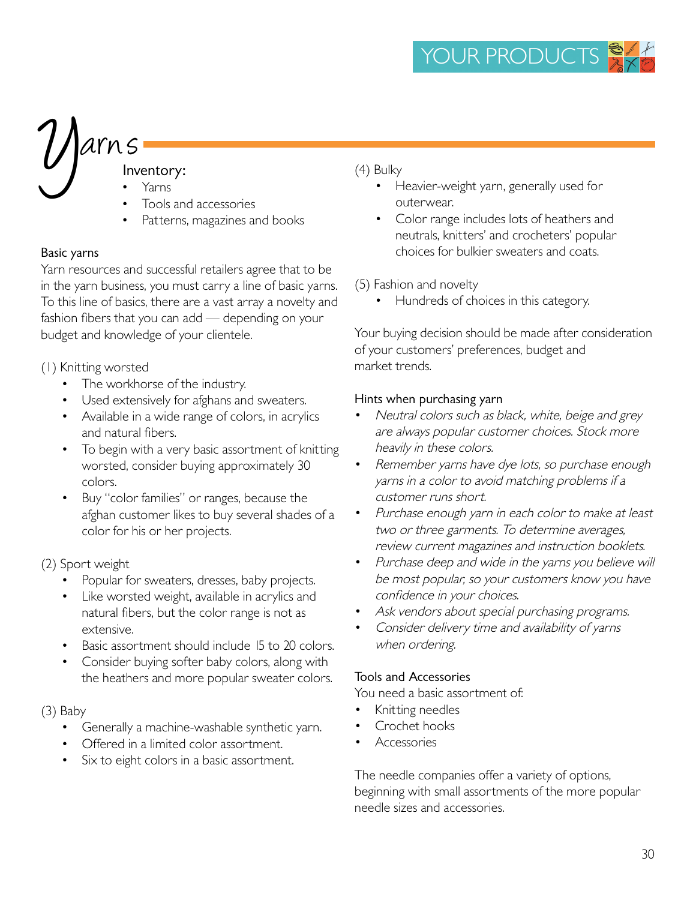# Yarns

## Inventory:

- Yarns
- Tools and accessories
- Patterns, magazines and books

### Basic yarns

Yarn resources and successful retailers agree that to be in the yarn business, you must carry a line of basic yarns. To this line of basics, there are a vast array a novelty and fashion fibers that you can add — depending on your budget and knowledge of your clientele.

(1) Knitting worsted

- The workhorse of the industry.
- Used extensively for afghans and sweaters.
- Available in a wide range of colors, in acrylics and natural fibers.
- To begin with a very basic assortment of knitting worsted, consider buying approximately 30 colors.
- Buy "color families" or ranges, because the afghan customer likes to buy several shades of a color for his or her projects.

(2) Sport weight

- Popular for sweaters, dresses, baby projects.
- Like worsted weight, available in acrylics and natural fibers, but the color range is not as extensive.
- Basic assortment should include 15 to 20 colors.
- Consider buying softer baby colors, along with the heathers and more popular sweater colors.

(3) Baby

- Generally a machine-washable synthetic yarn.
- Offered in a limited color assortment.
- Six to eight colors in a basic assortment.

(4) Bulky

- Heavier-weight yarn, generally used for outerwear.
- Color range includes lots of heathers and neutrals, knitters' and crocheters' popular choices for bulkier sweaters and coats.

(5) Fashion and novelty

- Hundreds of choices in this category.

Your buying decision should be made after consideration of your customers' preferences, budget and market trends.

### Hints when purchasing yarn

- *Neutral colors such as black, white, beige and grey are always popular customer choices. Stock more heavily in these colors.*
- *Remember yarns have dye lots, so purchase enough yarns in a color to avoid matching problems if a customer runs short.*
- *Purchase enough yarn in each color to make at least two or three garments. To determine averages, review current magazines and instruction booklets.*
- *Purchase deep and wide in the yarns you believe will be most popular, so your customers know you have confidence in your choices.*
- *Ask vendors about special purchasing programs.*
- *Consider delivery time and availability of yarns when ordering.*

### Tools and Accessories

You need a basic assortment of:

- Knitting needles
- Crochet hooks
- Accessories

The needle companies offer a variety of options, beginning with small assortments of the more popular needle sizes and accessories.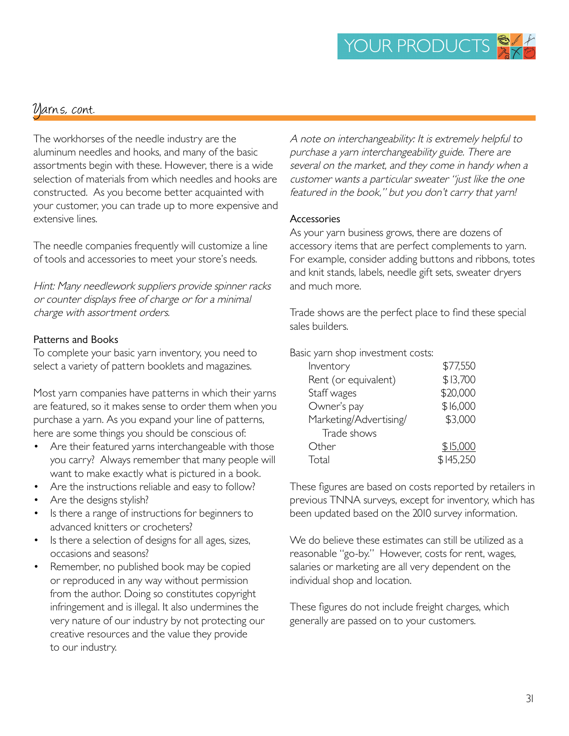## Yarns, cont.

The workhorses of the needle industry are the aluminum needles and hooks, and many of the basic assortments begin with these. However, there is a wide selection of materials from which needles and hooks are constructed. As you become better acquainted with your customer, you can trade up to more expensive and extensive lines.

The needle companies frequently will customize a line of tools and accessories to meet your store's needs.

*Hint: Many needlework suppliers provide spinner racks or counter displays free of charge or for a minimal charge with assortment orders.*

### Patterns and Books

To complete your basic yarn inventory, you need to select a variety of pattern booklets and magazines.

Most yarn companies have patterns in which their yarns are featured, so it makes sense to order them when you purchase a yarn. As you expand your line of patterns, here are some things you should be conscious of:

- Are their featured yarns interchangeable with those you carry? Always remember that many people will want to make exactly what is pictured in a book.
- Are the instructions reliable and easy to follow?
- Are the designs stylish?
- Is there a range of instructions for beginners to advanced knitters or crocheters?
- Is there a selection of designs for all ages, sizes, occasions and seasons?
- Remember, no published book may be copied or reproduced in any way without permission from the author. Doing so constitutes copyright infringement and is illegal. It also undermines the very nature of our industry by not protecting our creative resources and the value they provide to our industry.

*A note on interchangeability: It is extremely helpful to purchase a yarn interchangeability guide. There are several on the market, and they come in handy when a customer wants a particular sweater "just like the one featured in the book," but you don't carry that yarn!*

### Accessories

As your yarn business grows, there are dozens of accessory items that are perfect complements to yarn. For example, consider adding buttons and ribbons, totes and knit stands, labels, needle gift sets, sweater dryers and much more.

Trade shows are the perfect place to find these special sales builders.

Basic yarn shop investment costs:

| Item | Cost |
|---|---|
| Inventory | $77,550 |
| Rent (or equivalent) | $13,700 |
| Staff wages | $20,000 |
| Owner's pay | $16,000 |
| Marketing/Advertising/ Trade shows | $3,000 |
| Other | $15,000 |
| Total | $145,250 |

These figures are based on costs reported by retailers in previous TNNA surveys, except for inventory, which has been updated based on the 2010 survey information.

We do believe these estimates can still be utilized as a reasonable "go-by." However, costs for rent, wages, salaries or marketing are all very dependent on the individual shop and location.

These figures do not include freight charges, which generally are passed on to your customers.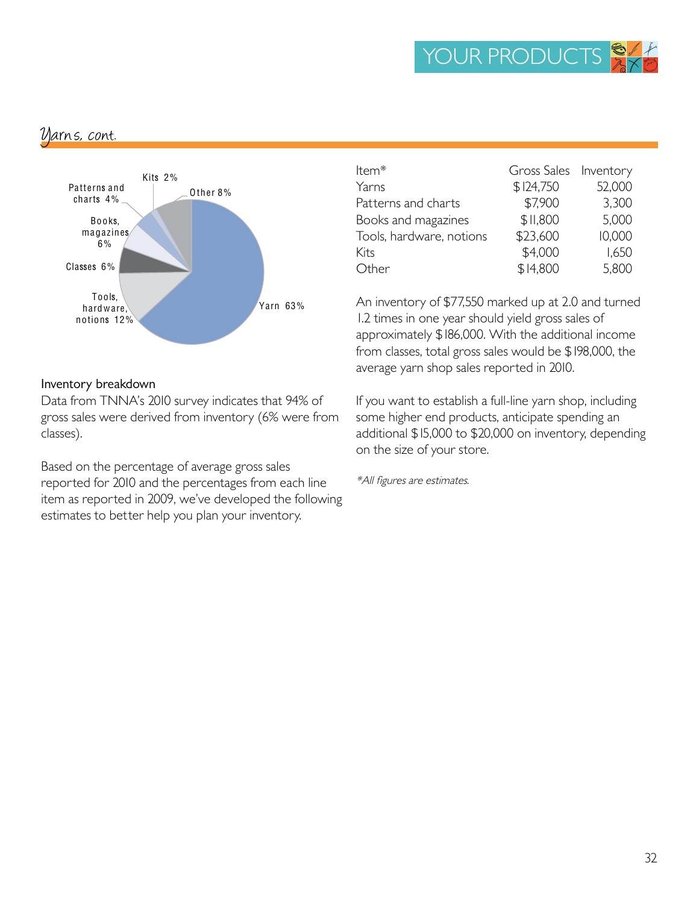## Yarns, cont.

Patterns and charts 4%
Kits 2%
Other 8%
Books, magazines 6%
Classes 6%
Tools, hardware, notions 12%
Yarn 63%

### Inventory breakdown

Data from TNNA's 2010 survey indicates that 94% of gross sales were derived from inventory (6% were from classes).

Based on the percentage of average gross sales reported for 2010 and the percentages from each line item as reported in 2009, we've developed the following estimates to better help you plan your inventory.

| Item* | Gross Sales | Inventory |
|---|---|---|
| Yarns | $124,750 | 52,000 |
| Patterns and charts | $7,900 | 3,300 |
| Books and magazines | $11,800 | 5,000 |
| Tools, hardware, notions | $23,600 | 10,000 |
| Kits | $4,000 | 1,650 |
| Other | $14,800 | 5,800 |

An inventory of $77,550 marked up at 2.0 and turned 1.2 times in one year should yield gross sales of approximately $186,000. With the additional income from classes, total gross sales would be $198,000, the average yarn shop sales reported in 2010.

If you want to establish a full-line yarn shop, including some higher end products, anticipate spending an additional $15,000 to $20,000 on inventory, depending on the size of your store.

*\*All figures are estimates.*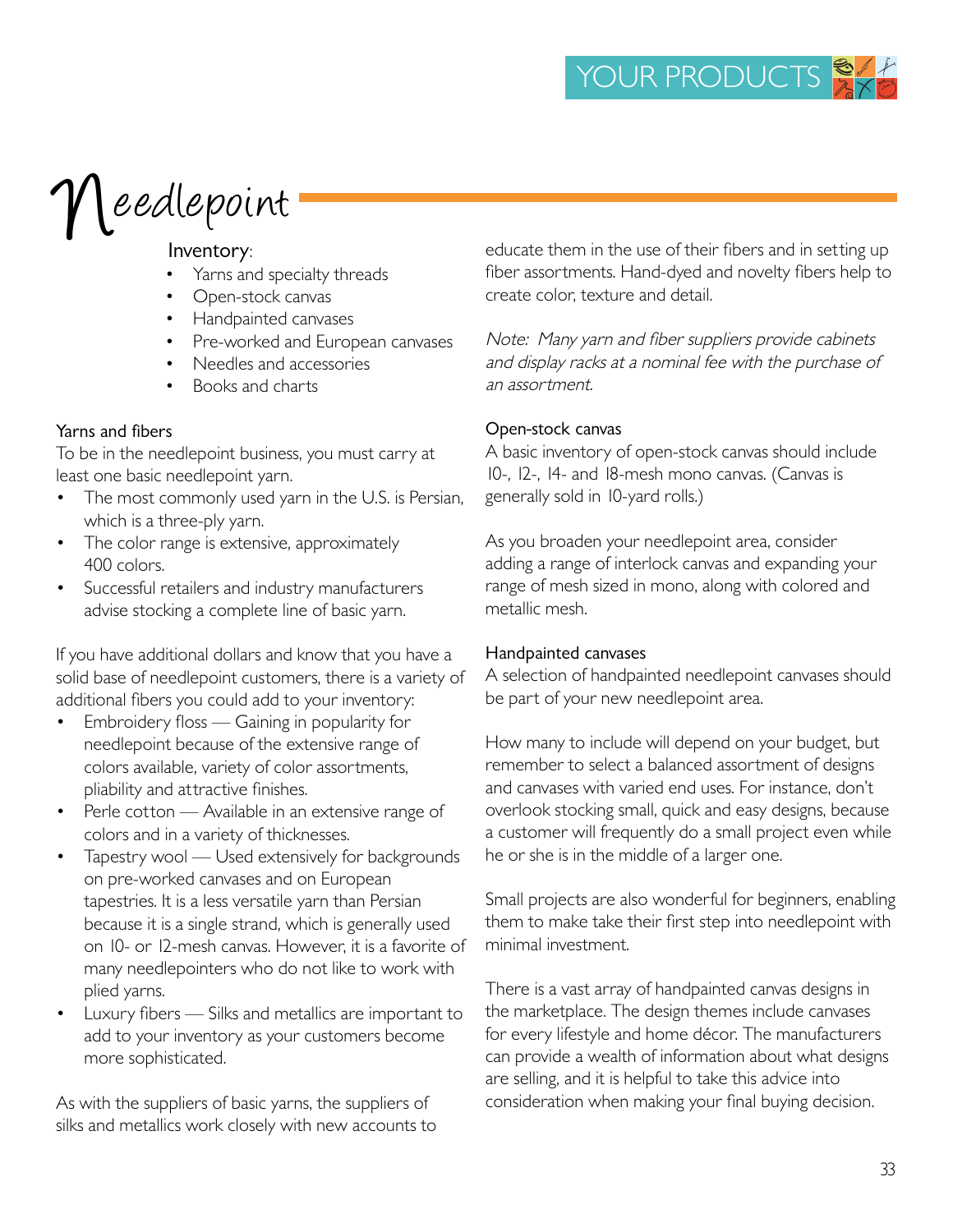# Needlepoint

Inventory:

- Yarns and specialty threads
- Open-stock canvas
- Handpainted canvases
- Pre-worked and European canvases
- Needles and accessories
- Books and charts

### Yarns and fibers

To be in the needlepoint business, you must carry at least one basic needlepoint yarn.

- The most commonly used yarn in the U.S. is Persian, which is a three-ply yarn.
- The color range is extensive, approximately 400 colors.
- Successful retailers and industry manufacturers advise stocking a complete line of basic yarn.

If you have additional dollars and know that you have a solid base of needlepoint customers, there is a variety of additional fibers you could add to your inventory:

- Embroidery floss — Gaining in popularity for needlepoint because of the extensive range of colors available, variety of color assortments, pliability and attractive finishes.
- Perle cotton — Available in an extensive range of colors and in a variety of thicknesses.
- Tapestry wool — Used extensively for backgrounds on pre-worked canvases and on European tapestries. It is a less versatile yarn than Persian because it is a single strand, which is generally used on 10- or 12-mesh canvas. However, it is a favorite of many needlepointers who do not like to work with plied yarns.
- Luxury fibers — Silks and metallics are important to add to your inventory as your customers become more sophisticated.

As with the suppliers of basic yarns, the suppliers of silks and metallics work closely with new accounts to educate them in the use of their fibers and in setting up fiber assortments. Hand-dyed and novelty fibers help to create color, texture and detail.

*Note: Many yarn and fiber suppliers provide cabinets and display racks at a nominal fee with the purchase of an assortment.*

### Open-stock canvas

A basic inventory of open-stock canvas should include 10-, 12-, 14- and 18-mesh mono canvas. (Canvas is generally sold in 10-yard rolls.)

As you broaden your needlepoint area, consider adding a range of interlock canvas and expanding your range of mesh sized in mono, along with colored and metallic mesh.

### Handpainted canvases

A selection of handpainted needlepoint canvases should be part of your new needlepoint area.

How many to include will depend on your budget, but remember to select a balanced assortment of designs and canvases with varied end uses. For instance, don't overlook stocking small, quick and easy designs, because a customer will frequently do a small project even while he or she is in the middle of a larger one.

Small projects are also wonderful for beginners, enabling them to make take their first step into needlepoint with minimal investment.

There is a vast array of handpainted canvas designs in the marketplace. The design themes include canvases for every lifestyle and home décor. The manufacturers can provide a wealth of information about what designs are selling, and it is helpful to take this advice into consideration when making your final buying decision.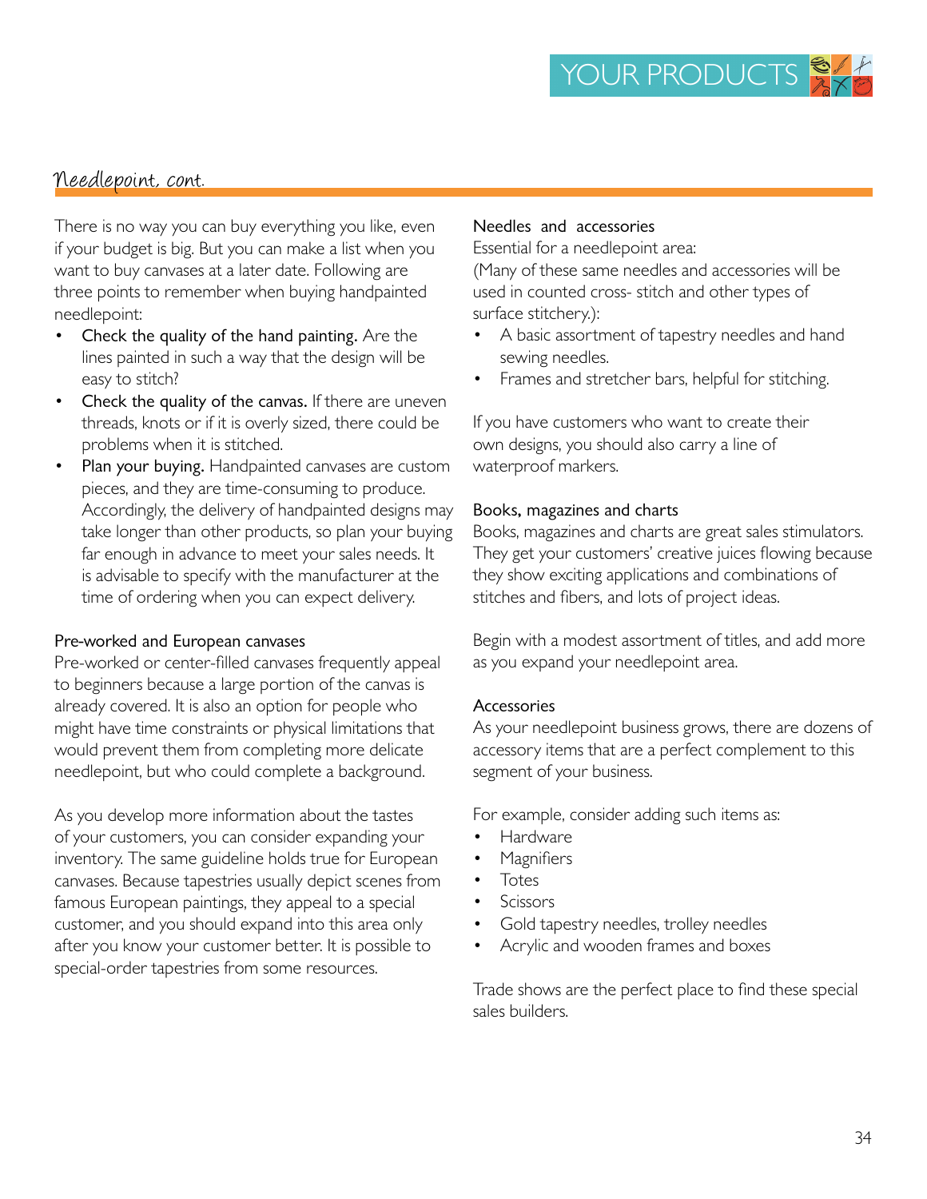## Needlepoint, cont.

There is no way you can buy everything you like, even if your budget is big. But you can make a list when you want to buy canvases at a later date. Following are three points to remember when buying handpainted needlepoint:

- Check the quality of the hand painting. Are the lines painted in such a way that the design will be easy to stitch?
- Check the quality of the canvas. If there are uneven threads, knots or if it is overly sized, there could be problems when it is stitched.
- Plan your buying. Handpainted canvases are custom pieces, and they are time-consuming to produce. Accordingly, the delivery of handpainted designs may take longer than other products, so plan your buying far enough in advance to meet your sales needs. It is advisable to specify with the manufacturer at the time of ordering when you can expect delivery.

### Pre-worked and European canvases

Pre-worked or center-filled canvases frequently appeal to beginners because a large portion of the canvas is already covered. It is also an option for people who might have time constraints or physical limitations that would prevent them from completing more delicate needlepoint, but who could complete a background.

As you develop more information about the tastes of your customers, you can consider expanding your inventory. The same guideline holds true for European canvases. Because tapestries usually depict scenes from famous European paintings, they appeal to a special customer, and you should expand into this area only after you know your customer better. It is possible to special-order tapestries from some resources.

### Needles and accessories

Essential for a needlepoint area:
(Many of these same needles and accessories will be used in counted cross- stitch and other types of surface stitchery.):

- A basic assortment of tapestry needles and hand sewing needles.
- Frames and stretcher bars, helpful for stitching.

If you have customers who want to create their own designs, you should also carry a line of waterproof markers.

### Books, magazines and charts

Books, magazines and charts are great sales stimulators. They get your customers' creative juices flowing because they show exciting applications and combinations of stitches and fibers, and lots of project ideas.

Begin with a modest assortment of titles, and add more as you expand your needlepoint area.

### Accessories

As your needlepoint business grows, there are dozens of accessory items that are a perfect complement to this segment of your business.

For example, consider adding such items as:

- Hardware
- Magnifiers
- Totes
- Scissors
- Gold tapestry needles, trolley needles
- Acrylic and wooden frames and boxes

Trade shows are the perfect place to find these special sales builders.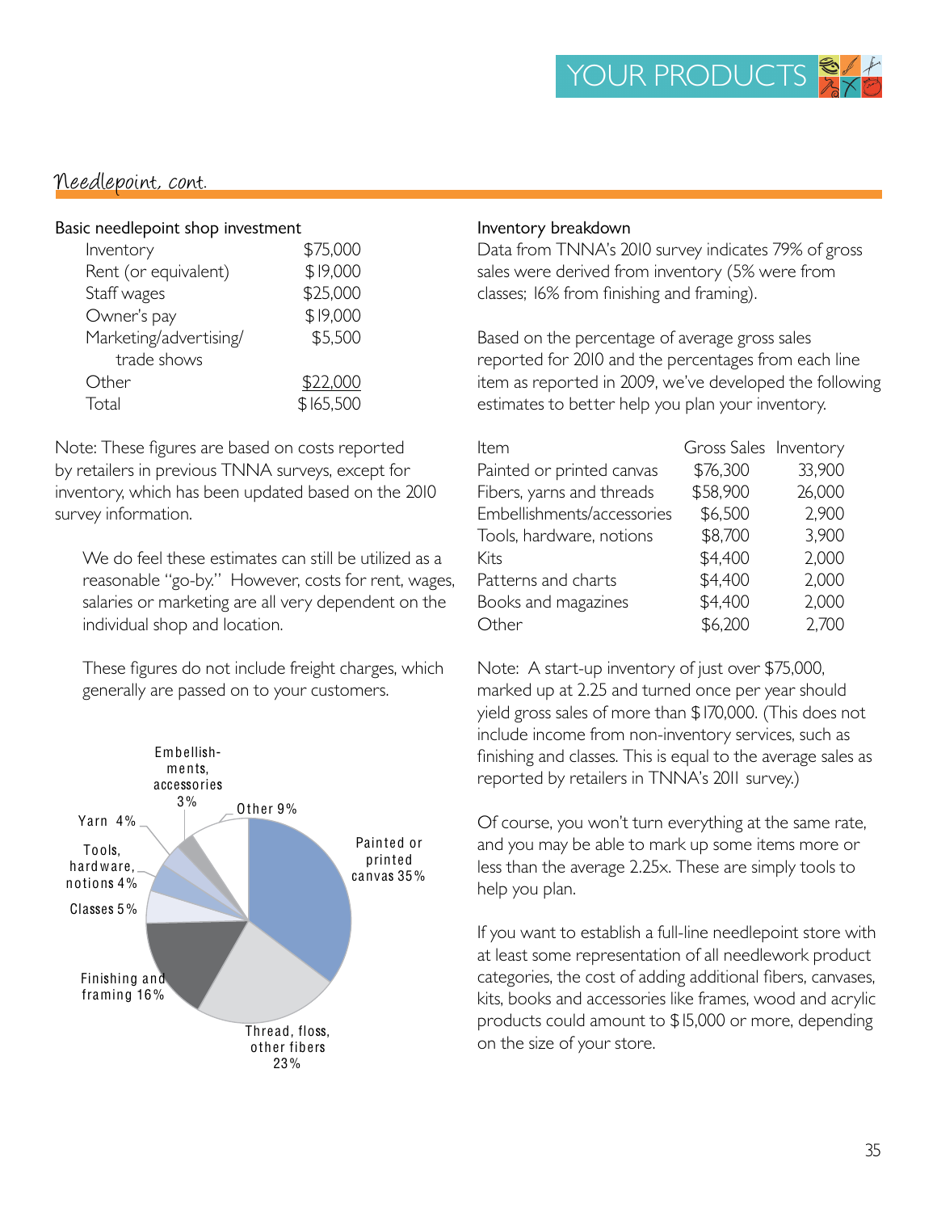## Needlepoint, cont.

### Basic needlepoint shop investment

| Item | Amount |
|---|---|
| Inventory | $75,000 |
| Rent (or equivalent) | $19,000 |
| Staff wages | $25,000 |
| Owner's pay | $19,000 |
| Marketing/advertising/ trade shows | $5,500 |
| Other | $22,000 |
| Total | $165,500 |

Note: These figures are based on costs reported by retailers in previous TNNA surveys, except for inventory, which has been updated based on the 2010 survey information.

We do feel these estimates can still be utilized as a reasonable "go-by." However, costs for rent, wages, salaries or marketing are all very dependent on the individual shop and location.

These figures do not include freight charges, which generally are passed on to your customers.

Painted or printed canvas 35%
Thread, floss, other fibers 23%
Finishing and framing 16%
Classes 5%
Tools, hardware, notions 4%
Yarn 4%
Embellishments, accessories 3%
Other 9%

### Inventory breakdown

Data from TNNA's 2010 survey indicates 79% of gross sales were derived from inventory (5% were from classes; 16% from finishing and framing).

Based on the percentage of average gross sales reported for 2010 and the percentages from each line item as reported in 2009, we've developed the following estimates to better help you plan your inventory.

| Item | Gross Sales | Inventory |
|---|---|---|
| Painted or printed canvas | $76,300 | 33,900 |
| Fibers, yarns and threads | $58,900 | 26,000 |
| Embellishments/accessories | $6,500 | 2,900 |
| Tools, hardware, notions | $8,700 | 3,900 |
| Kits | $4,400 | 2,000 |
| Patterns and charts | $4,400 | 2,000 |
| Books and magazines | $4,400 | 2,000 |
| Other | $6,200 | 2,700 |

Note: A start-up inventory of just over $75,000, marked up at 2.25 and turned once per year should yield gross sales of more than $170,000. (This does not include income from non-inventory services, such as finishing and classes. This is equal to the average sales as reported by retailers in TNNA's 2011 survey.)

Of course, you won't turn everything at the same rate, and you may be able to mark up some items more or less than the average 2.25x. These are simply tools to help you plan.

If you want to establish a full-line needlepoint store with at least some representation of all needlework product categories, the cost of adding additional fibers, canvases, kits, books and accessories like frames, wood and acrylic products could amount to $15,000 or more, depending on the size of your store.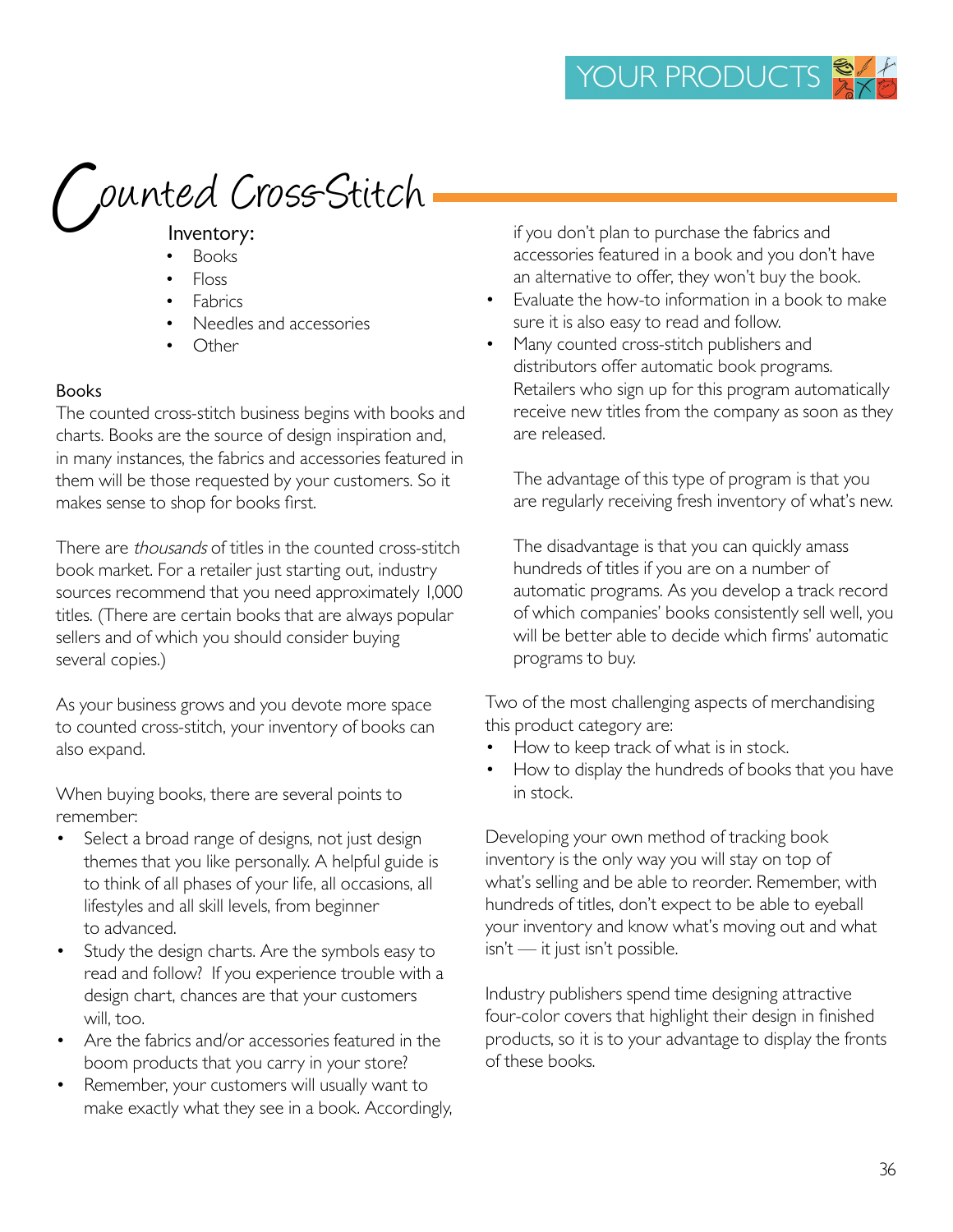# Counted Cross-Stitch

Inventory:

- Books
- Floss
- Fabrics
- Needles and accessories
- Other

### Books

The counted cross-stitch business begins with books and charts. Books are the source of design inspiration and, in many instances, the fabrics and accessories featured in them will be those requested by your customers. So it makes sense to shop for books first.

There are *thousands* of titles in the counted cross-stitch book market. For a retailer just starting out, industry sources recommend that you need approximately 1,000 titles. (There are certain books that are always popular sellers and of which you should consider buying several copies.)

As your business grows and you devote more space to counted cross-stitch, your inventory of books can also expand.

When buying books, there are several points to remember:

- Select a broad range of designs, not just design themes that you like personally. A helpful guide is to think of all phases of your life, all occasions, all lifestyles and all skill levels, from beginner to advanced.
- Study the design charts. Are the symbols easy to read and follow? If you experience trouble with a design chart, chances are that your customers will, too.
- Are the fabrics and/or accessories featured in the boom products that you carry in your store?
- Remember, your customers will usually want to make exactly what they see in a book. Accordingly, if you don't plan to purchase the fabrics and accessories featured in a book and you don't have an alternative to offer, they won't buy the book.
- Evaluate the how-to information in a book to make sure it is also easy to read and follow.
- Many counted cross-stitch publishers and distributors offer automatic book programs. Retailers who sign up for this program automatically receive new titles from the company as soon as they are released.

  The advantage of this type of program is that you are regularly receiving fresh inventory of what's new.

  The disadvantage is that you can quickly amass hundreds of titles if you are on a number of automatic programs. As you develop a track record of which companies' books consistently sell well, you will be better able to decide which firms' automatic programs to buy.

Two of the most challenging aspects of merchandising this product category are:

- How to keep track of what is in stock.
- How to display the hundreds of books that you have in stock.

Developing your own method of tracking book inventory is the only way you will stay on top of what's selling and be able to reorder. Remember, with hundreds of titles, don't expect to be able to eyeball your inventory and know what's moving out and what isn't — it just isn't possible.

Industry publishers spend time designing attractive four-color covers that highlight their design in finished products, so it is to your advantage to display the fronts of these books.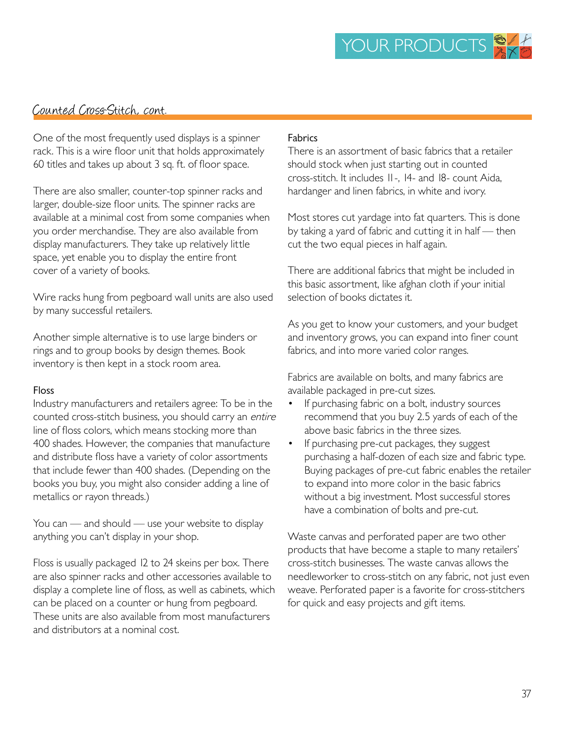## Counted Cross-Stitch, cont.

One of the most frequently used displays is a spinner rack. This is a wire floor unit that holds approximately 60 titles and takes up about 3 sq. ft. of floor space.

There are also smaller, counter-top spinner racks and larger, double-size floor units. The spinner racks are available at a minimal cost from some companies when you order merchandise. They are also available from display manufacturers. They take up relatively little space, yet enable you to display the entire front cover of a variety of books.

Wire racks hung from pegboard wall units are also used by many successful retailers.

Another simple alternative is to use large binders or rings and to group books by design themes. Book inventory is then kept in a stock room area.

### Floss

Industry manufacturers and retailers agree: To be in the counted cross-stitch business, you should carry an *entire* line of floss colors, which means stocking more than 400 shades. However, the companies that manufacture and distribute floss have a variety of color assortments that include fewer than 400 shades. (Depending on the books you buy, you might also consider adding a line of metallics or rayon threads.)

You can — and should — use your website to display anything you can't display in your shop.

Floss is usually packaged 12 to 24 skeins per box. There are also spinner racks and other accessories available to display a complete line of floss, as well as cabinets, which can be placed on a counter or hung from pegboard. These units are also available from most manufacturers and distributors at a nominal cost.

### Fabrics

There is an assortment of basic fabrics that a retailer should stock when just starting out in counted cross-stitch. It includes 11-, 14- and 18- count Aida, hardanger and linen fabrics, in white and ivory.

Most stores cut yardage into fat quarters. This is done by taking a yard of fabric and cutting it in half — then cut the two equal pieces in half again.

There are additional fabrics that might be included in this basic assortment, like afghan cloth if your initial selection of books dictates it.

As you get to know your customers, and your budget and inventory grows, you can expand into finer count fabrics, and into more varied color ranges.

Fabrics are available on bolts, and many fabrics are available packaged in pre-cut sizes.

- If purchasing fabric on a bolt, industry sources recommend that you buy 2.5 yards of each of the above basic fabrics in the three sizes.
- If purchasing pre-cut packages, they suggest purchasing a half-dozen of each size and fabric type. Buying packages of pre-cut fabric enables the retailer to expand into more color in the basic fabrics without a big investment. Most successful stores have a combination of bolts and pre-cut.

Waste canvas and perforated paper are two other products that have become a staple to many retailers' cross-stitch businesses. The waste canvas allows the needleworker to cross-stitch on any fabric, not just even weave. Perforated paper is a favorite for cross-stitchers for quick and easy projects and gift items.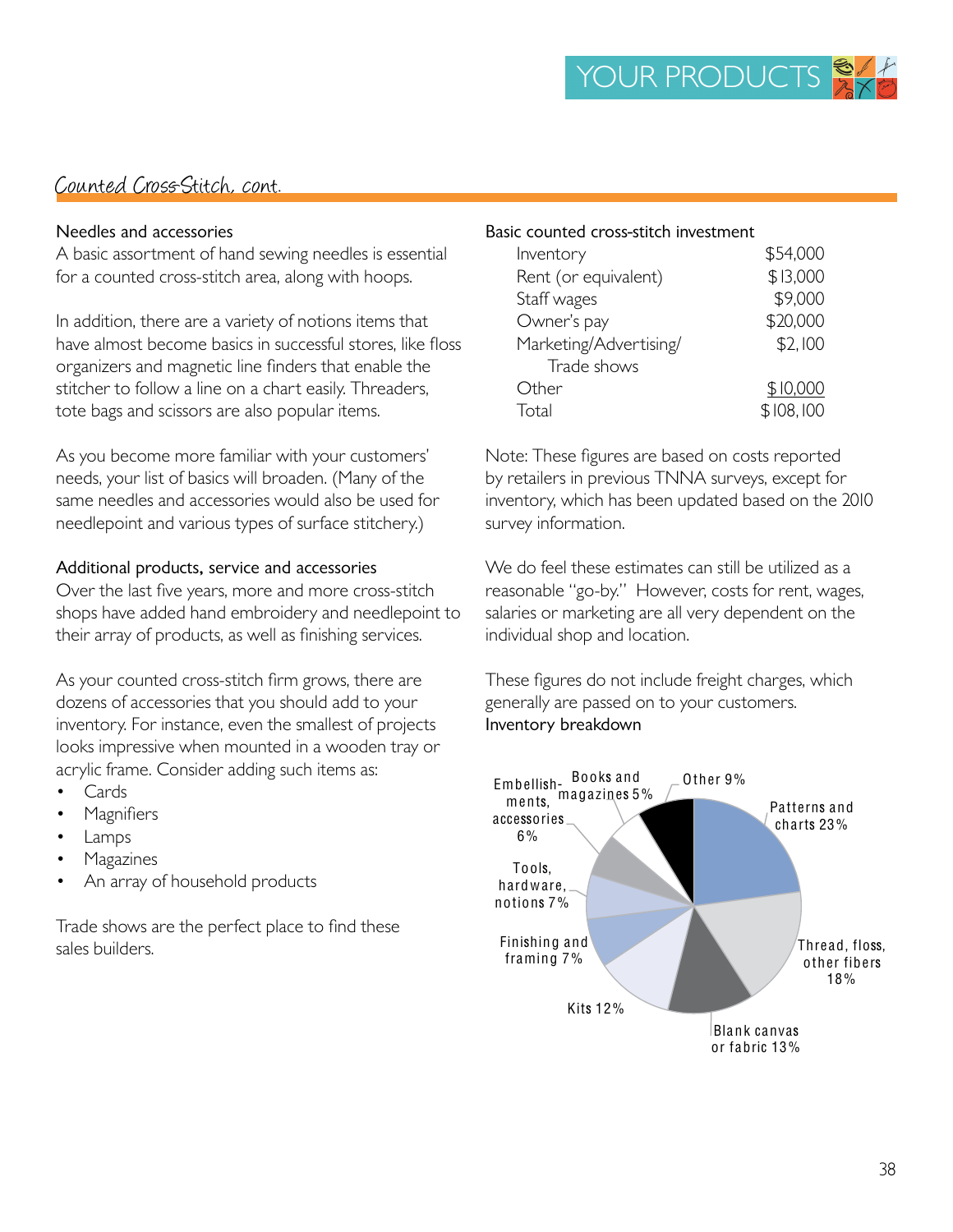## Counted Cross-Stitch, cont.

### Needles and accessories

A basic assortment of hand sewing needles is essential for a counted cross-stitch area, along with hoops.

In addition, there are a variety of notions items that have almost become basics in successful stores, like floss organizers and magnetic line finders that enable the stitcher to follow a line on a chart easily. Threaders, tote bags and scissors are also popular items.

As you become more familiar with your customers' needs, your list of basics will broaden. (Many of the same needles and accessories would also be used for needlepoint and various types of surface stitchery.)

### Additional products, service and accessories

Over the last five years, more and more cross-stitch shops have added hand embroidery and needlepoint to their array of products, as well as finishing services.

As your counted cross-stitch firm grows, there are dozens of accessories that you should add to your inventory. For instance, even the smallest of projects looks impressive when mounted in a wooden tray or acrylic frame. Consider adding such items as:

- Cards
- Magnifiers
- Lamps
- Magazines
- An array of household products

Trade shows are the perfect place to find these sales builders.

### Basic counted cross-stitch investment

| Item | Amount |
|---|---|
| Inventory | $54,000 |
| Rent (or equivalent) | $13,000 |
| Staff wages | $9,000 |
| Owner's pay | $20,000 |
| Marketing/Advertising/ Trade shows | $2,100 |
| Other | $10,000 |
| Total | $108,100 |

Note: These figures are based on costs reported by retailers in previous TNNA surveys, except for inventory, which has been updated based on the 2010 survey information.

We do feel these estimates can still be utilized as a reasonable "go-by." However, costs for rent, wages, salaries or marketing are all very dependent on the individual shop and location.

These figures do not include freight charges, which generally are passed on to your customers.

Inventory breakdown

- Patterns and charts 23%
- Thread, floss, other fibers 18%
- Blank canvas or fabric 13%
- Kits 12%
- Finishing and framing 7%
- Tools, hardware, notions 7%
- Embellishments, accessories 6%
- Books and magazines 5%
- Other 9%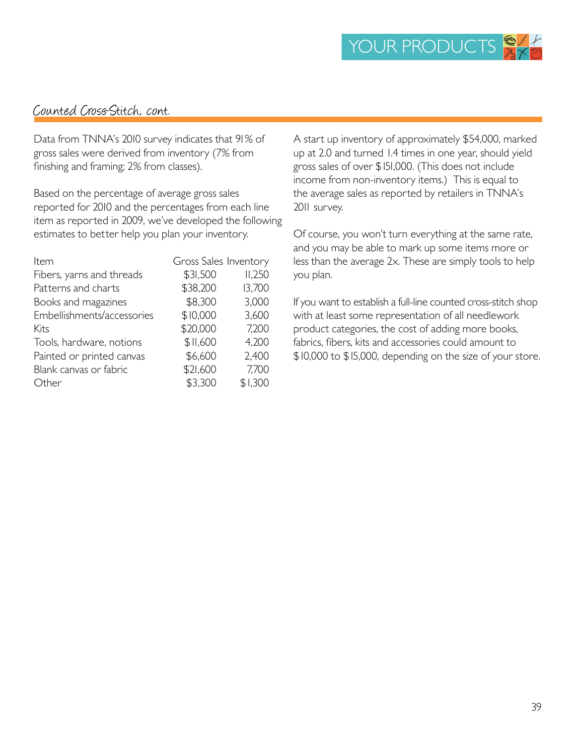## Counted Cross-Stitch, cont.

Data from TNNA's 2010 survey indicates that 91% of gross sales were derived from inventory (7% from finishing and framing; 2% from classes).

Based on the percentage of average gross sales reported for 2010 and the percentages from each line item as reported in 2009, we've developed the following estimates to better help you plan your inventory.

| Item | Gross Sales | Inventory |
|---|---|---|
| Fibers, yarns and threads | $31,500 | 11,250 |
| Patterns and charts | $38,200 | 13,700 |
| Books and magazines | $8,300 | 3,000 |
| Embellishments/accessories | $10,000 | 3,600 |
| Kits | $20,000 | 7,200 |
| Tools, hardware, notions | $11,600 | 4,200 |
| Painted or printed canvas | $6,600 | 2,400 |
| Blank canvas or fabric | $21,600 | 7,700 |
| Other | $3,300 | $1,300 |

A start up inventory of approximately $54,000, marked up at 2.0 and turned 1.4 times in one year, should yield gross sales of over $151,000. (This does not include income from non-inventory items.) This is equal to the average sales as reported by retailers in TNNA's 2011 survey.

Of course, you won't turn everything at the same rate, and you may be able to mark up some items more or less than the average 2x. These are simply tools to help you plan.

If you want to establish a full-line counted cross-stitch shop with at least some representation of all needlework product categories, the cost of adding more books, fabrics, fibers, kits and accessories could amount to $10,000 to $15,000, depending on the size of your store.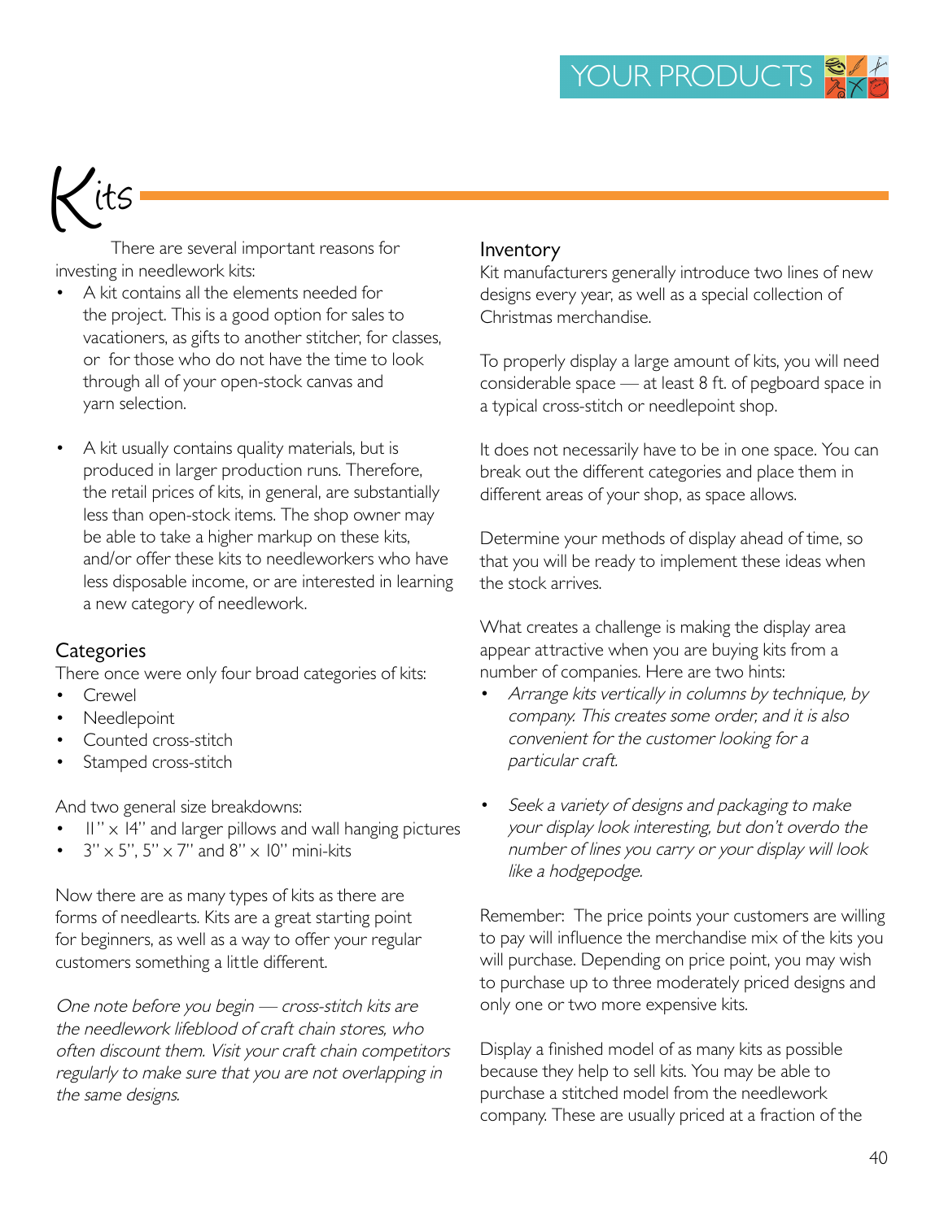# Kits

There are several important reasons for investing in needlework kits:

- A kit contains all the elements needed for the project. This is a good option for sales to vacationers, as gifts to another stitcher, for classes, or for those who do not have the time to look through all of your open-stock canvas and yarn selection.
- A kit usually contains quality materials, but is produced in larger production runs. Therefore, the retail prices of kits, in general, are substantially less than open-stock items. The shop owner may be able to take a higher markup on these kits, and/or offer these kits to needleworkers who have less disposable income, or are interested in learning a new category of needlework.

## Categories

There once were only four broad categories of kits:

- Crewel
- Needlepoint
- Counted cross-stitch
- Stamped cross-stitch

And two general size breakdowns:

- 11" x 14" and larger pillows and wall hanging pictures
- 3" x 5", 5" x 7" and 8" x 10" mini-kits

Now there are as many types of kits as there are forms of needlearts. Kits are a great starting point for beginners, as well as a way to offer your regular customers something a little different.

*One note before you begin — cross-stitch kits are the needlework lifeblood of craft chain stores, who often discount them. Visit your craft chain competitors regularly to make sure that you are not overlapping in the same designs.*

## Inventory

Kit manufacturers generally introduce two lines of new designs every year, as well as a special collection of Christmas merchandise.

To properly display a large amount of kits, you will need considerable space — at least 8 ft. of pegboard space in a typical cross-stitch or needlepoint shop.

It does not necessarily have to be in one space. You can break out the different categories and place them in different areas of your shop, as space allows.

Determine your methods of display ahead of time, so that you will be ready to implement these ideas when the stock arrives.

What creates a challenge is making the display area appear attractive when you are buying kits from a number of companies. Here are two hints:

- *Arrange kits vertically in columns by technique, by company. This creates some order, and it is also convenient for the customer looking for a particular craft.*
- *Seek a variety of designs and packaging to make your display look interesting, but don't overdo the number of lines you carry or your display will look like a hodgepodge.*

Remember: The price points your customers are willing to pay will influence the merchandise mix of the kits you will purchase. Depending on price point, you may wish to purchase up to three moderately priced designs and only one or two more expensive kits.

Display a finished model of as many kits as possible because they help to sell kits. You may be able to purchase a stitched model from the needlework company. These are usually priced at a fraction of the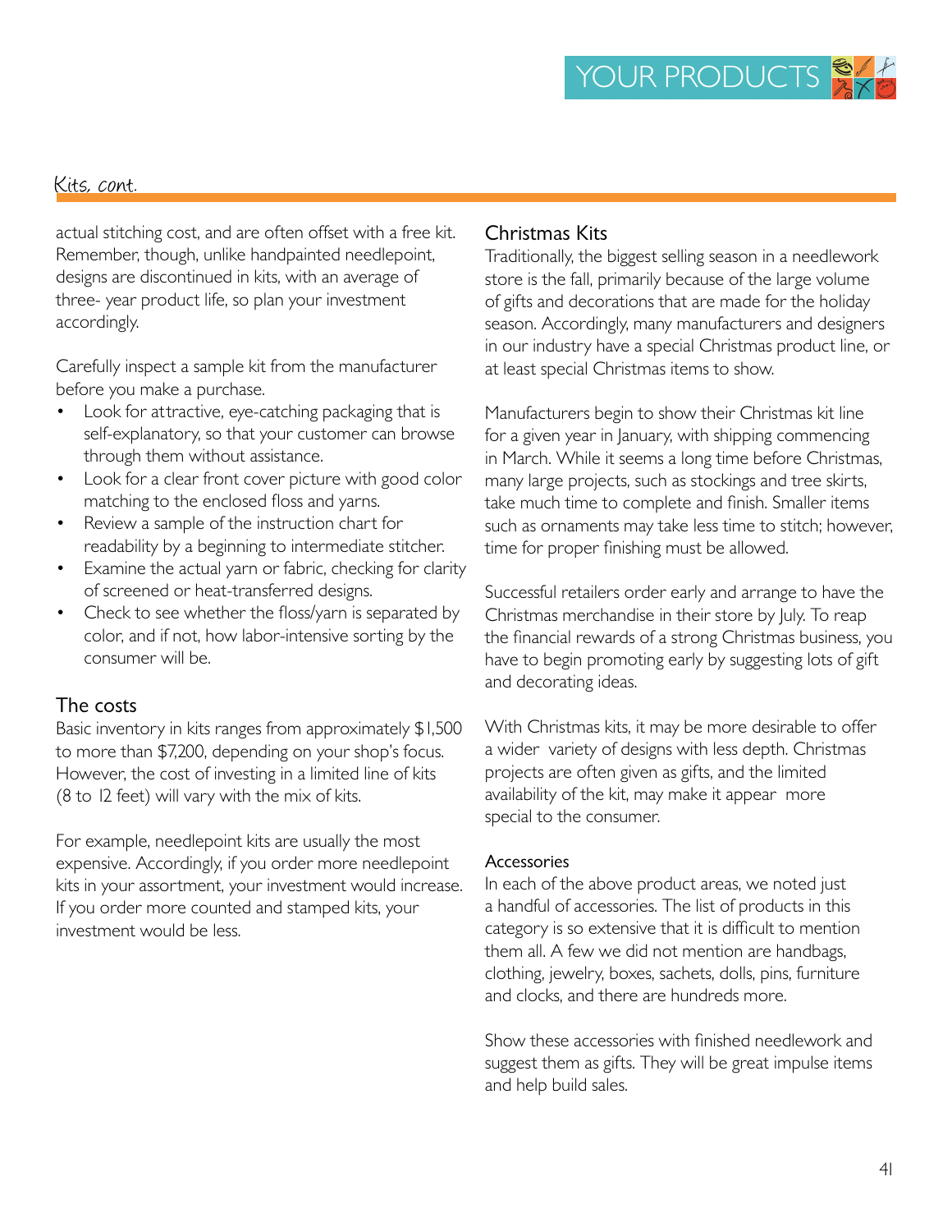## Kits, cont.

actual stitching cost, and are often offset with a free kit. Remember, though, unlike handpainted needlepoint, designs are discontinued in kits, with an average of three- year product life, so plan your investment accordingly.

Carefully inspect a sample kit from the manufacturer before you make a purchase.

- Look for attractive, eye-catching packaging that is self-explanatory, so that your customer can browse through them without assistance.
- Look for a clear front cover picture with good color matching to the enclosed floss and yarns.
- Review a sample of the instruction chart for readability by a beginning to intermediate stitcher.
- Examine the actual yarn or fabric, checking for clarity of screened or heat-transferred designs.
- Check to see whether the floss/yarn is separated by color, and if not, how labor-intensive sorting by the consumer will be.

### The costs

Basic inventory in kits ranges from approximately $1,500 to more than $7,200, depending on your shop's focus. However, the cost of investing in a limited line of kits (8 to 12 feet) will vary with the mix of kits.

For example, needlepoint kits are usually the most expensive. Accordingly, if you order more needlepoint kits in your assortment, your investment would increase. If you order more counted and stamped kits, your investment would be less.

### Christmas Kits

Traditionally, the biggest selling season in a needlework store is the fall, primarily because of the large volume of gifts and decorations that are made for the holiday season. Accordingly, many manufacturers and designers in our industry have a special Christmas product line, or at least special Christmas items to show.

Manufacturers begin to show their Christmas kit line for a given year in January, with shipping commencing in March. While it seems a long time before Christmas, many large projects, such as stockings and tree skirts, take much time to complete and finish. Smaller items such as ornaments may take less time to stitch; however, time for proper finishing must be allowed.

Successful retailers order early and arrange to have the Christmas merchandise in their store by July. To reap the financial rewards of a strong Christmas business, you have to begin promoting early by suggesting lots of gift and decorating ideas.

With Christmas kits, it may be more desirable to offer a wider variety of designs with less depth. Christmas projects are often given as gifts, and the limited availability of the kit, may make it appear more special to the consumer.

#### Accessories

In each of the above product areas, we noted just a handful of accessories. The list of products in this category is so extensive that it is difficult to mention them all. A few we did not mention are handbags, clothing, jewelry, boxes, sachets, dolls, pins, furniture and clocks, and there are hundreds more.

Show these accessories with finished needlework and suggest them as gifts. They will be great impulse items and help build sales.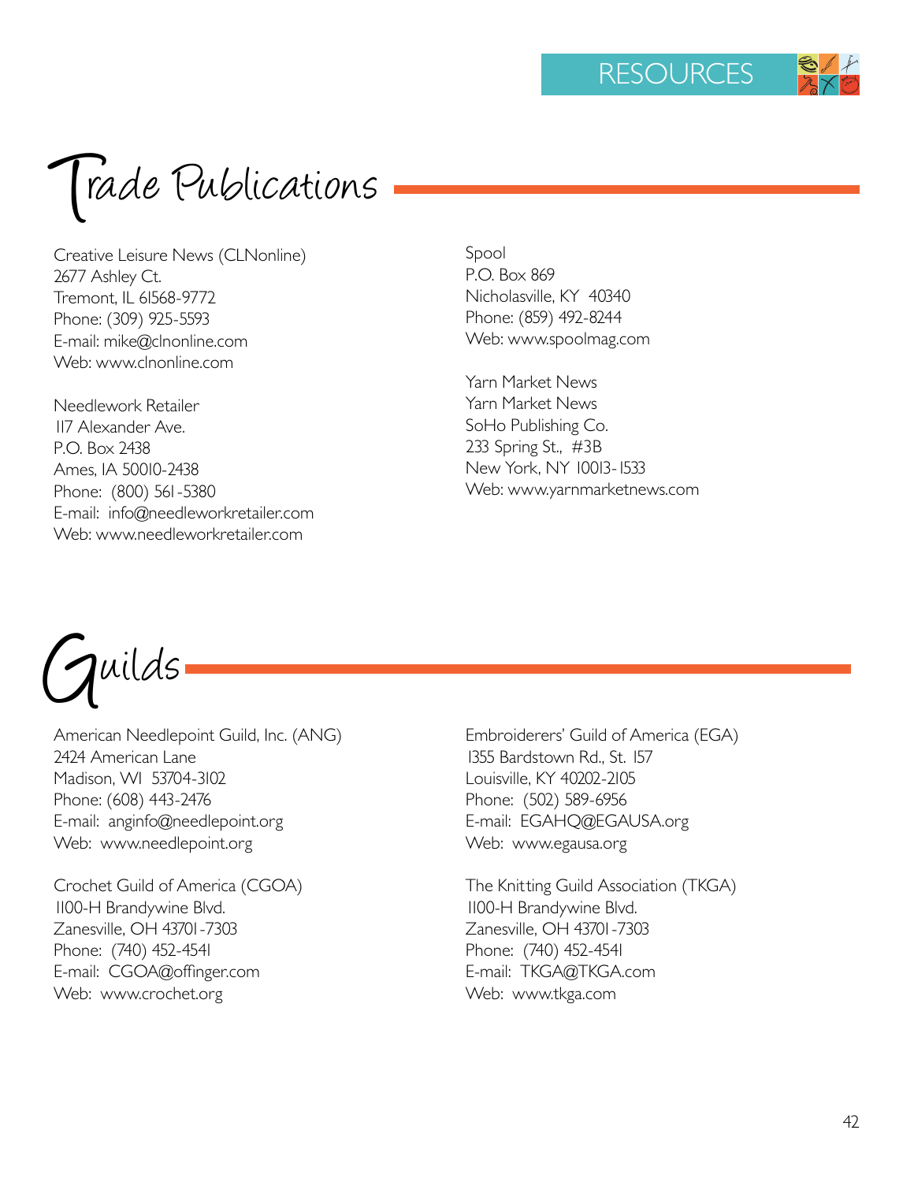# Trade Publications

Creative Leisure News (CLNonline)
2677 Ashley Ct.
Tremont, IL 61568-9772
Phone: (309) 925-5593
E-mail: mike@clnonline.com
Web: www.clnonline.com

Needlework Retailer
117 Alexander Ave.
P.O. Box 2438
Ames, IA 50010-2438
Phone: (800) 561-5380
E-mail: info@needleworkretailer.com
Web: www.needleworkretailer.com

Spool
P.O. Box 869
Nicholasville, KY 40340
Phone: (859) 492-8244
Web: www.spoolmag.com

Yarn Market News
Yarn Market News
SoHo Publishing Co.
233 Spring St., #3B
New York, NY 10013-1533
Web: www.yarnmarketnews.com

# Guilds

American Needlepoint Guild, Inc. (ANG)
2424 American Lane
Madison, WI 53704-3102
Phone: (608) 443-2476
E-mail: anginfo@needlepoint.org
Web: www.needlepoint.org

Crochet Guild of America (CGOA)
1100-H Brandywine Blvd.
Zanesville, OH 43701-7303
Phone: (740) 452-4541
E-mail: CGOA@offinger.com
Web: www.crochet.org

Embroiderers' Guild of America (EGA)
1355 Bardstown Rd., St. 157
Louisville, KY 40202-2105
Phone: (502) 589-6956
E-mail: EGAHQ@EGAUSA.org
Web: www.egausa.org

The Knitting Guild Association (TKGA)
1100-H Brandywine Blvd.
Zanesville, OH 43701-7303
Phone: (740) 452-4541
E-mail: TKGA@TKGA.com
Web: www.tkga.com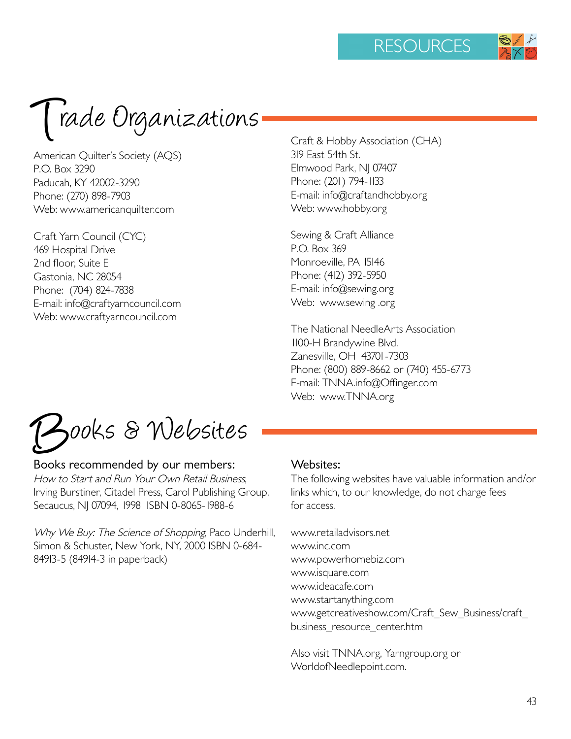# Trade Organizations

American Quilter's Society (AQS)
P.O. Box 3290
Paducah, KY 42002-3290
Phone: (270) 898-7903
Web: www.americanquilter.com

Craft Yarn Council (CYC)
469 Hospital Drive
2nd floor, Suite E
Gastonia, NC 28054
Phone: (704) 824-7838
E-mail: info@craftyarncouncil.com
Web: www.craftyarncouncil.com

Craft & Hobby Association (CHA)
319 East 54th St.
Elmwood Park, NJ 07407
Phone: (201) 794-1133
E-mail: info@craftandhobby.org
Web: www.hobby.org

Sewing & Craft Alliance
P.O. Box 369
Monroeville, PA 15146
Phone: (412) 392-5950
E-mail: info@sewing.org
Web: www.sewing .org

The National NeedleArts Association
1100-H Brandywine Blvd.
Zanesville, OH 43701-7303
Phone: (800) 889-8662 or (740) 455-6773
E-mail: TNNA.info@Offinger.com
Web: www.TNNA.org

# Books & Websites

## Books recommended by our members:

*How to Start and Run Your Own Retail Business*, Irving Burstiner, Citadel Press, Carol Publishing Group, Secaucus, NJ 07094, 1998 ISBN 0-8065-1988-6

*Why We Buy: The Science of Shopping*, Paco Underhill, Simon & Schuster, New York, NY, 2000 ISBN 0-684-84913-5 (84914-3 in paperback)

## Websites:

The following websites have valuable information and/or links which, to our knowledge, do not charge fees for access.

www.retailadvisors.net
www.inc.com
www.powerhomebiz.com
www.isquare.com
www.ideacafe.com
www.startanything.com
www.getcreativeshow.com/Craft_Sew_Business/craft_business_resource_center.htm

Also visit TNNA.org, Yarngroup.org or WorldofNeedlepoint.com.